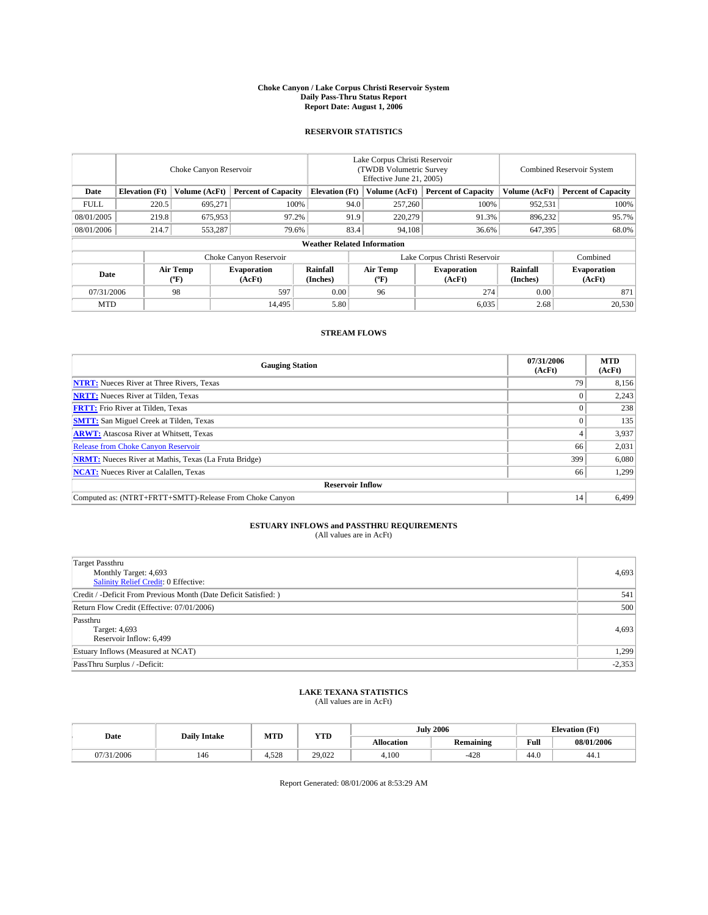# Choke Canyon / Lake Corpus Christi Reservoir System
## Daily Pass-Thru Status Report
### Report Date: August 1, 2006

## RESERVOIR STATISTICS

| | Choke Canyon Reservoir | | | Lake Corpus Christi Reservoir (TWDB Volumetric Survey Effective June 21, 2005) | | | Combined Reservoir System | |
|---|---|---|---|---|---|---|---|---|
| Date | Elevation (Ft) | Volume (AcFt) | Percent of Capacity | Elevation (Ft) | Volume (AcFt) | Percent of Capacity | Volume (AcFt) | Percent of Capacity |
| FULL | 220.5 | 695,271 | 100% | 94.0 | 257,260 | 100% | 952,531 | 100% |
| 08/01/2005 | 219.8 | 675,953 | 97.2% | 91.9 | 220,279 | 91.3% | 896,232 | 95.7% |
| 08/01/2006 | 214.7 | 553,287 | 79.6% | 83.4 | 94,108 | 36.6% | 647,395 | 68.0% |

**Weather Related Information**

| | Choke Canyon Reservoir | | | Lake Corpus Christi Reservoir | | | Combined |
|---|---|---|---|---|---|---|---|
| Date | Air Temp (ºF) | Evaporation (AcFt) | Rainfall (Inches) | Air Temp (ºF) | Evaporation (AcFt) | Rainfall (Inches) | Evaporation (AcFt) |
| 07/31/2006 | 98 | 597 | 0.00 | 96 | 274 | 0.00 | 871 |
| MTD | | 14,495 | 5.80 | | 6,035 | 2.68 | 20,530 |

## STREAM FLOWS

| Gauging Station | 07/31/2006 (AcFt) | MTD (AcFt) |
|---|---|---|
| NTRT: Nueces River at Three Rivers, Texas | 79 | 8,156 |
| NRTT: Nueces River at Tilden, Texas | 0 | 2,243 |
| FRTT: Frio River at Tilden, Texas | 0 | 238 |
| SMTT: San Miguel Creek at Tilden, Texas | 0 | 135 |
| ARWT: Atascosa River at Whitsett, Texas | 4 | 3,937 |
| Release from Choke Canyon Reservoir | 66 | 2,031 |
| NRMT: Nueces River at Mathis, Texas (La Fruta Bridge) | 399 | 6,080 |
| NCAT: Nueces River at Calallen, Texas | 66 | 1,299 |
| **Reservoir Inflow** | | |
| Computed as: (NTRT+FRTT+SMTT)-Release From Choke Canyon | 14 | 6,499 |

## ESTUARY INFLOWS and PASSTHRU REQUIREMENTS
(All values are in AcFt)

| | |
|---|---|
| Target Passthru<br>Monthly Target: 4,693<br>Salinity Relief Credit: 0 Effective: | 4,693 |
| Credit / -Deficit From Previous Month (Date Deficit Satisfied: ) | 541 |
| Return Flow Credit (Effective: 07/01/2006) | 500 |
| Passthru<br>Target: 4,693<br>Reservoir Inflow: 6,499 | 4,693 |
| Estuary Inflows (Measured at NCAT) | 1,299 |
| PassThru Surplus / -Deficit: | -2,353 |

## LAKE TEXANA STATISTICS
(All values are in AcFt)

| Date | Daily Intake | MTD | YTD | July 2006 | | Elevation (Ft) | |
|---|---|---|---|---|---|---|---|
| | | | | Allocation | Remaining | Full | 08/01/2006 |
| 07/31/2006 | 146 | 4,528 | 29,022 | 4,100 | -428 | 44.0 | 44.1 |

Report Generated: 08/01/2006 at 8:53:29 AM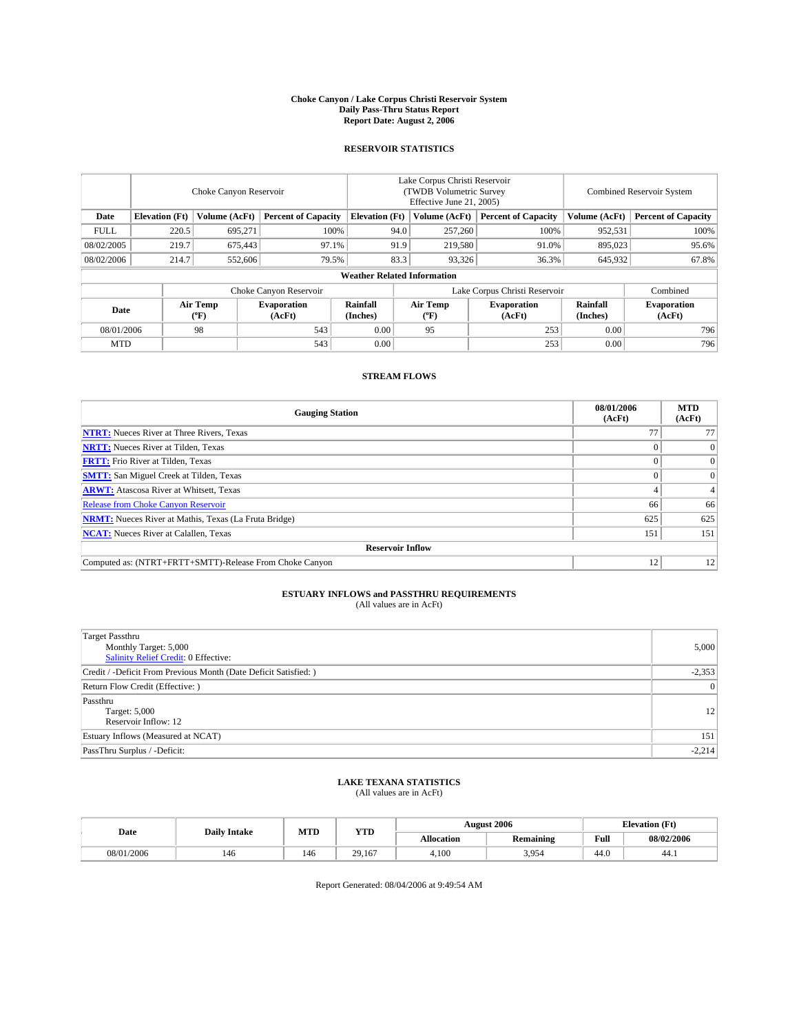**Choke Canyon / Lake Corpus Christi Reservoir System**
**Daily Pass-Thru Status Report**
**Report Date: August 2, 2006**

## RESERVOIR STATISTICS

| | Choke Canyon Reservoir | | | Lake Corpus Christi Reservoir (TWDB Volumetric Survey Effective June 21, 2005) | | | Combined Reservoir System | |
|---|---|---|---|---|---|---|---|---|
| **Date** | **Elevation (Ft)** | **Volume (AcFt)** | **Percent of Capacity** | **Elevation (Ft)** | **Volume (AcFt)** | **Percent of Capacity** | **Volume (AcFt)** | **Percent of Capacity** |
| FULL | 220.5 | 695,271 | 100% | 94.0 | 257,260 | 100% | 952,531 | 100% |
| 08/02/2005 | 219.7 | 675,443 | 97.1% | 91.9 | 219,580 | 91.0% | 895,023 | 95.6% |
| 08/02/2006 | 214.7 | 552,606 | 79.5% | 83.3 | 93,326 | 36.3% | 645,932 | 67.8% |

**Weather Related Information**

| | Choke Canyon Reservoir | | | Lake Corpus Christi Reservoir | | | Combined |
|---|---|---|---|---|---|---|---|
| **Date** | **Air Temp (ºF)** | **Evaporation (AcFt)** | **Rainfall (Inches)** | **Air Temp (ºF)** | **Evaporation (AcFt)** | **Rainfall (Inches)** | **Evaporation (AcFt)** |
| 08/01/2006 | 98 | 543 | 0.00 | 95 | 253 | 0.00 | 796 |
| MTD | | 543 | 0.00 | | 253 | 0.00 | 796 |

## STREAM FLOWS

| Gauging Station | 08/01/2006 (AcFt) | MTD (AcFt) |
|---|---|---|
| **NTRT:** Nueces River at Three Rivers, Texas | 77 | 77 |
| **NRTT:** Nueces River at Tilden, Texas | 0 | 0 |
| **FRTT:** Frio River at Tilden, Texas | 0 | 0 |
| **SMTT:** San Miguel Creek at Tilden, Texas | 0 | 0 |
| **ARWT:** Atascosa River at Whitsett, Texas | 4 | 4 |
| Release from Choke Canyon Reservoir | 66 | 66 |
| **NRMT:** Nueces River at Mathis, Texas (La Fruta Bridge) | 625 | 625 |
| **NCAT:** Nueces River at Calallen, Texas | 151 | 151 |
| **Reservoir Inflow** | | |
| Computed as: (NTRT+FRTT+SMTT)-Release From Choke Canyon | 12 | 12 |

## ESTUARY INFLOWS and PASSTHRU REQUIREMENTS

(All values are in AcFt)

| | |
|---|---|
| Target Passthru<br>Monthly Target: 5,000<br>Salinity Relief Credit: 0 Effective: | 5,000 |
| Credit / -Deficit From Previous Month (Date Deficit Satisfied: ) | -2,353 |
| Return Flow Credit (Effective: ) | 0 |
| Passthru<br>Target: 5,000<br>Reservoir Inflow: 12 | 12 |
| Estuary Inflows (Measured at NCAT) | 151 |
| PassThru Surplus / -Deficit: | -2,214 |

## LAKE TEXANA STATISTICS

(All values are in AcFt)

| Date | Daily Intake | MTD | YTD | August 2006 | | Elevation (Ft) | |
|---|---|---|---|---|---|---|---|
| | | | | **Allocation** | **Remaining** | **Full** | **08/02/2006** |
| 08/01/2006 | 146 | 146 | 29,167 | 4,100 | 3,954 | 44.0 | 44.1 |

Report Generated: 08/04/2006 at 9:49:54 AM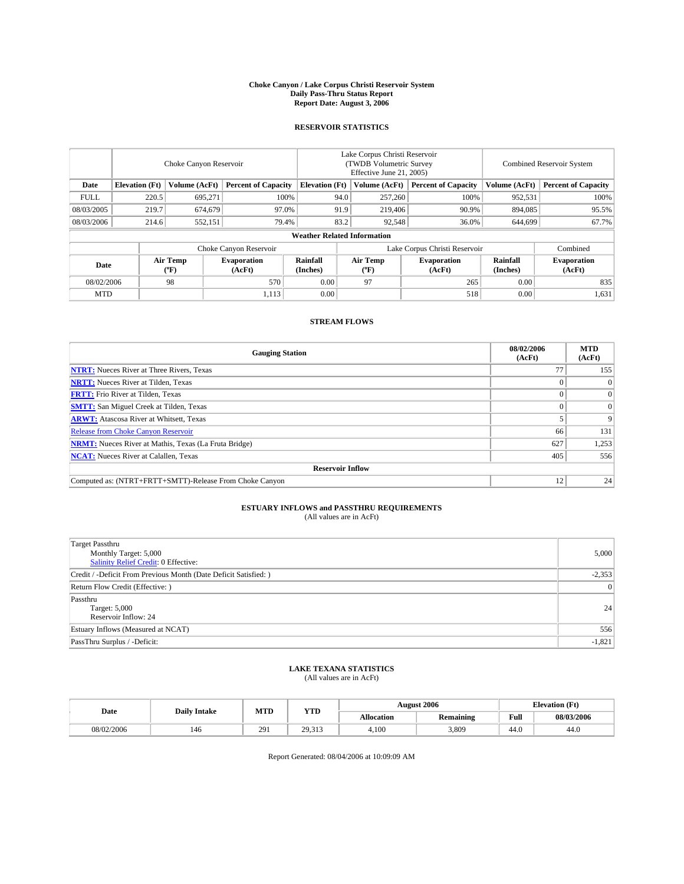**Choke Canyon / Lake Corpus Christi Reservoir System**
**Daily Pass-Thru Status Report**
**Report Date: August 3, 2006**

## RESERVOIR STATISTICS

| | Choke Canyon Reservoir | | | Lake Corpus Christi Reservoir (TWDB Volumetric Survey Effective June 21, 2005) | | | Combined Reservoir System | |
|---|---|---|---|---|---|---|---|---|
| Date | Elevation (Ft) | Volume (AcFt) | Percent of Capacity | Elevation (Ft) | Volume (AcFt) | Percent of Capacity | Volume (AcFt) | Percent of Capacity |
| FULL | 220.5 | 695,271 | 100% | 94.0 | 257,260 | 100% | 952,531 | 100% |
| 08/03/2005 | 219.7 | 674,679 | 97.0% | 91.9 | 219,406 | 90.9% | 894,085 | 95.5% |
| 08/03/2006 | 214.6 | 552,151 | 79.4% | 83.2 | 92,548 | 36.0% | 644,699 | 67.7% |

**Weather Related Information**

| | Choke Canyon Reservoir | | | Lake Corpus Christi Reservoir | | | Combined |
|---|---|---|---|---|---|---|---|
| Date | Air Temp (ºF) | Evaporation (AcFt) | Rainfall (Inches) | Air Temp (ºF) | Evaporation (AcFt) | Rainfall (Inches) | Evaporation (AcFt) |
| 08/02/2006 | 98 | 570 | 0.00 | 97 | 265 | 0.00 | 835 |
| MTD | | 1,113 | 0.00 | | 518 | 0.00 | 1,631 |

## STREAM FLOWS

| Gauging Station | 08/02/2006 (AcFt) | MTD (AcFt) |
|---|---|---|
| **NTRT:** Nueces River at Three Rivers, Texas | 77 | 155 |
| **NRTT:** Nueces River at Tilden, Texas | 0 | 0 |
| **FRTT:** Frio River at Tilden, Texas | 0 | 0 |
| **SMTT:** San Miguel Creek at Tilden, Texas | 0 | 0 |
| **ARWT:** Atascosa River at Whitsett, Texas | 5 | 9 |
| Release from Choke Canyon Reservoir | 66 | 131 |
| **NRMT:** Nueces River at Mathis, Texas (La Fruta Bridge) | 627 | 1,253 |
| **NCAT:** Nueces River at Calallen, Texas | 405 | 556 |
| **Reservoir Inflow** | | |
| Computed as: (NTRT+FRTT+SMTT)-Release From Choke Canyon | 12 | 24 |

## ESTUARY INFLOWS and PASSTHRU REQUIREMENTS

(All values are in AcFt)

| | |
|---|---|
| Target Passthru<br>Monthly Target: 5,000<br>Salinity Relief Credit: 0 Effective: | 5,000 |
| Credit / -Deficit From Previous Month (Date Deficit Satisfied: ) | -2,353 |
| Return Flow Credit (Effective: ) | 0 |
| Passthru<br>Target: 5,000<br>Reservoir Inflow: 24 | 24 |
| Estuary Inflows (Measured at NCAT) | 556 |
| PassThru Surplus / -Deficit: | -1,821 |

## LAKE TEXANA STATISTICS

(All values are in AcFt)

| Date | Daily Intake | MTD | YTD | August 2006 | | Elevation (Ft) | |
|---|---|---|---|---|---|---|---|
| | | | | Allocation | Remaining | Full | 08/03/2006 |
| 08/02/2006 | 146 | 291 | 29,313 | 4,100 | 3,809 | 44.0 | 44.0 |

Report Generated: 08/04/2006 at 10:09:09 AM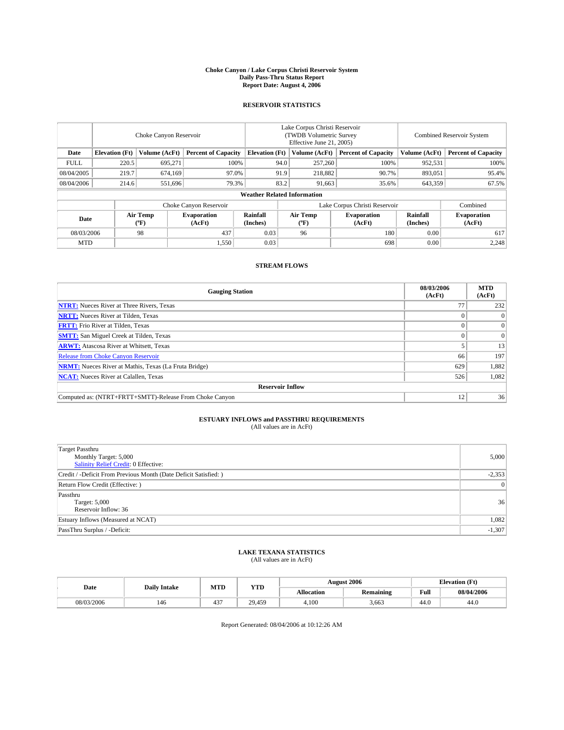# Choke Canyon / Lake Corpus Christi Reservoir System
## Daily Pass-Thru Status Report
### Report Date: August 4, 2006

## RESERVOIR STATISTICS

| | Choke Canyon Reservoir | | | Lake Corpus Christi Reservoir (TWDB Volumetric Survey Effective June 21, 2005) | | | Combined Reservoir System | |
|---|---|---|---|---|---|---|---|---|
| Date | Elevation (Ft) | Volume (AcFt) | Percent of Capacity | Elevation (Ft) | Volume (AcFt) | Percent of Capacity | Volume (AcFt) | Percent of Capacity |
| FULL | 220.5 | 695,271 | 100% | 94.0 | 257,260 | 100% | 952,531 | 100% |
| 08/04/2005 | 219.7 | 674,169 | 97.0% | 91.9 | 218,882 | 90.7% | 893,051 | 95.4% |
| 08/04/2006 | 214.6 | 551,696 | 79.3% | 83.2 | 91,663 | 35.6% | 643,359 | 67.5% |

**Weather Related Information**

| | Choke Canyon Reservoir | | | Lake Corpus Christi Reservoir | | | Combined |
|---|---|---|---|---|---|---|---|
| Date | Air Temp (ºF) | Evaporation (AcFt) | Rainfall (Inches) | Air Temp (ºF) | Evaporation (AcFt) | Rainfall (Inches) | Evaporation (AcFt) |
| 08/03/2006 | 98 | 437 | 0.03 | 96 | 180 | 0.00 | 617 |
| MTD | | 1,550 | 0.03 | | 698 | 0.00 | 2,248 |

## STREAM FLOWS

| Gauging Station | 08/03/2006 (AcFt) | MTD (AcFt) |
|---|---|---|
| **NTRT:** Nueces River at Three Rivers, Texas | 77 | 232 |
| **NRTT:** Nueces River at Tilden, Texas | 0 | 0 |
| **FRTT:** Frio River at Tilden, Texas | 0 | 0 |
| **SMTT:** San Miguel Creek at Tilden, Texas | 0 | 0 |
| **ARWT:** Atascosa River at Whitsett, Texas | 5 | 13 |
| Release from Choke Canyon Reservoir | 66 | 197 |
| **NRMT:** Nueces River at Mathis, Texas (La Fruta Bridge) | 629 | 1,882 |
| **NCAT:** Nueces River at Calallen, Texas | 526 | 1,082 |
| **Reservoir Inflow** | | |
| Computed as: (NTRT+FRTT+SMTT)-Release From Choke Canyon | 12 | 36 |

## ESTUARY INFLOWS and PASSTHRU REQUIREMENTS
(All values are in AcFt)

| | |
|---|---|
| Target Passthru<br>Monthly Target: 5,000<br>Salinity Relief Credit: 0 Effective: | 5,000 |
| Credit / -Deficit From Previous Month (Date Deficit Satisfied: ) | -2,353 |
| Return Flow Credit (Effective: ) | 0 |
| Passthru<br>Target: 5,000<br>Reservoir Inflow: 36 | 36 |
| Estuary Inflows (Measured at NCAT) | 1,082 |
| PassThru Surplus / -Deficit: | -1,307 |

## LAKE TEXANA STATISTICS
(All values are in AcFt)

| Date | Daily Intake | MTD | YTD | August 2006 | | Elevation (Ft) | |
|---|---|---|---|---|---|---|---|
| | | | | Allocation | Remaining | Full | 08/04/2006 |
| 08/03/2006 | 146 | 437 | 29,459 | 4,100 | 3,663 | 44.0 | 44.0 |

Report Generated: 08/04/2006 at 10:12:26 AM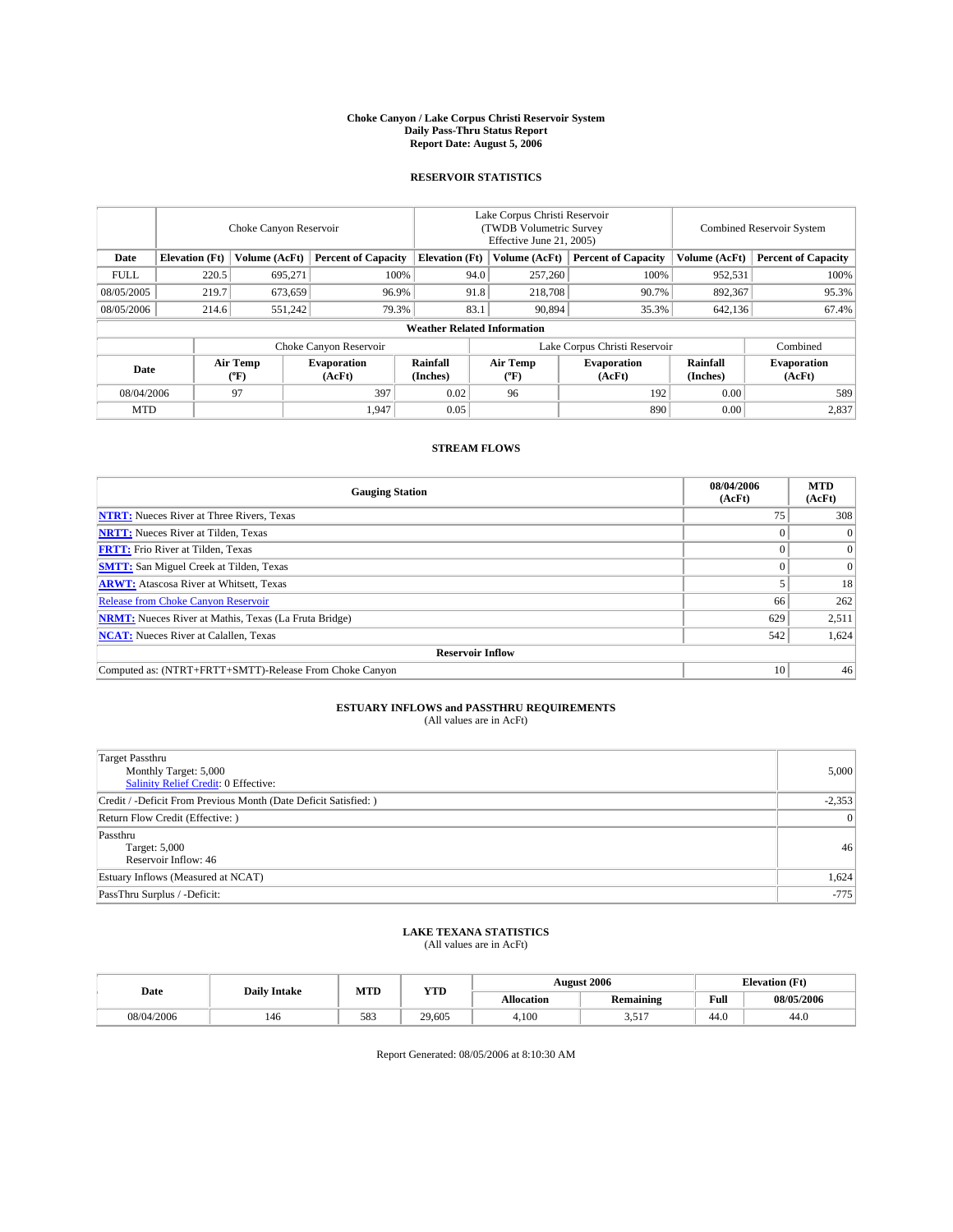# Choke Canyon / Lake Corpus Christi Reservoir System
## Daily Pass-Thru Status Report
### Report Date: August 5, 2006

## RESERVOIR STATISTICS

| | Choke Canyon Reservoir | | | Lake Corpus Christi Reservoir (TWDB Volumetric Survey Effective June 21, 2005) | | | Combined Reservoir System | |
|---|---|---|---|---|---|---|---|---|
| Date | Elevation (Ft) | Volume (AcFt) | Percent of Capacity | Elevation (Ft) | Volume (AcFt) | Percent of Capacity | Volume (AcFt) | Percent of Capacity |
| FULL | 220.5 | 695,271 | 100% | 94.0 | 257,260 | 100% | 952,531 | 100% |
| 08/05/2005 | 219.7 | 673,659 | 96.9% | 91.8 | 218,708 | 90.7% | 892,367 | 95.3% |
| 08/05/2006 | 214.6 | 551,242 | 79.3% | 83.1 | 90,894 | 35.3% | 642,136 | 67.4% |

**Weather Related Information**

| | Choke Canyon Reservoir | | | Lake Corpus Christi Reservoir | | | Combined |
|---|---|---|---|---|---|---|---|
| Date | Air Temp (ºF) | Evaporation (AcFt) | Rainfall (Inches) | Air Temp (ºF) | Evaporation (AcFt) | Rainfall (Inches) | Evaporation (AcFt) |
| 08/04/2006 | 97 | 397 | 0.02 | 96 | 192 | 0.00 | 589 |
| MTD | | 1,947 | 0.05 | | 890 | 0.00 | 2,837 |

## STREAM FLOWS

| Gauging Station | 08/04/2006 (AcFt) | MTD (AcFt) |
|---|---|---|
| **NTRT:** Nueces River at Three Rivers, Texas | 75 | 308 |
| **NRTT:** Nueces River at Tilden, Texas | 0 | 0 |
| **FRTT:** Frio River at Tilden, Texas | 0 | 0 |
| **SMTT:** San Miguel Creek at Tilden, Texas | 0 | 0 |
| **ARWT:** Atascosa River at Whitsett, Texas | 5 | 18 |
| Release from Choke Canyon Reservoir | 66 | 262 |
| **NRMT:** Nueces River at Mathis, Texas (La Fruta Bridge) | 629 | 2,511 |
| **NCAT:** Nueces River at Calallen, Texas | 542 | 1,624 |
| **Reservoir Inflow** | | |
| Computed as: (NTRT+FRTT+SMTT)-Release From Choke Canyon | 10 | 46 |

## ESTUARY INFLOWS and PASSTHRU REQUIREMENTS
(All values are in AcFt)

| | |
|---|---|
| Target Passthru<br>Monthly Target: 5,000<br>Salinity Relief Credit: 0 Effective: | 5,000 |
| Credit / -Deficit From Previous Month (Date Deficit Satisfied: ) | -2,353 |
| Return Flow Credit (Effective: ) | 0 |
| Passthru<br>Target: 5,000<br>Reservoir Inflow: 46 | 46 |
| Estuary Inflows (Measured at NCAT) | 1,624 |
| PassThru Surplus / -Deficit: | -775 |

## LAKE TEXANA STATISTICS
(All values are in AcFt)

| Date | Daily Intake | MTD | YTD | August 2006 | | Elevation (Ft) | |
|---|---|---|---|---|---|---|---|
| | | | | Allocation | Remaining | Full | 08/05/2006 |
| 08/04/2006 | 146 | 583 | 29,605 | 4,100 | 3,517 | 44.0 | 44.0 |

Report Generated: 08/05/2006 at 8:10:30 AM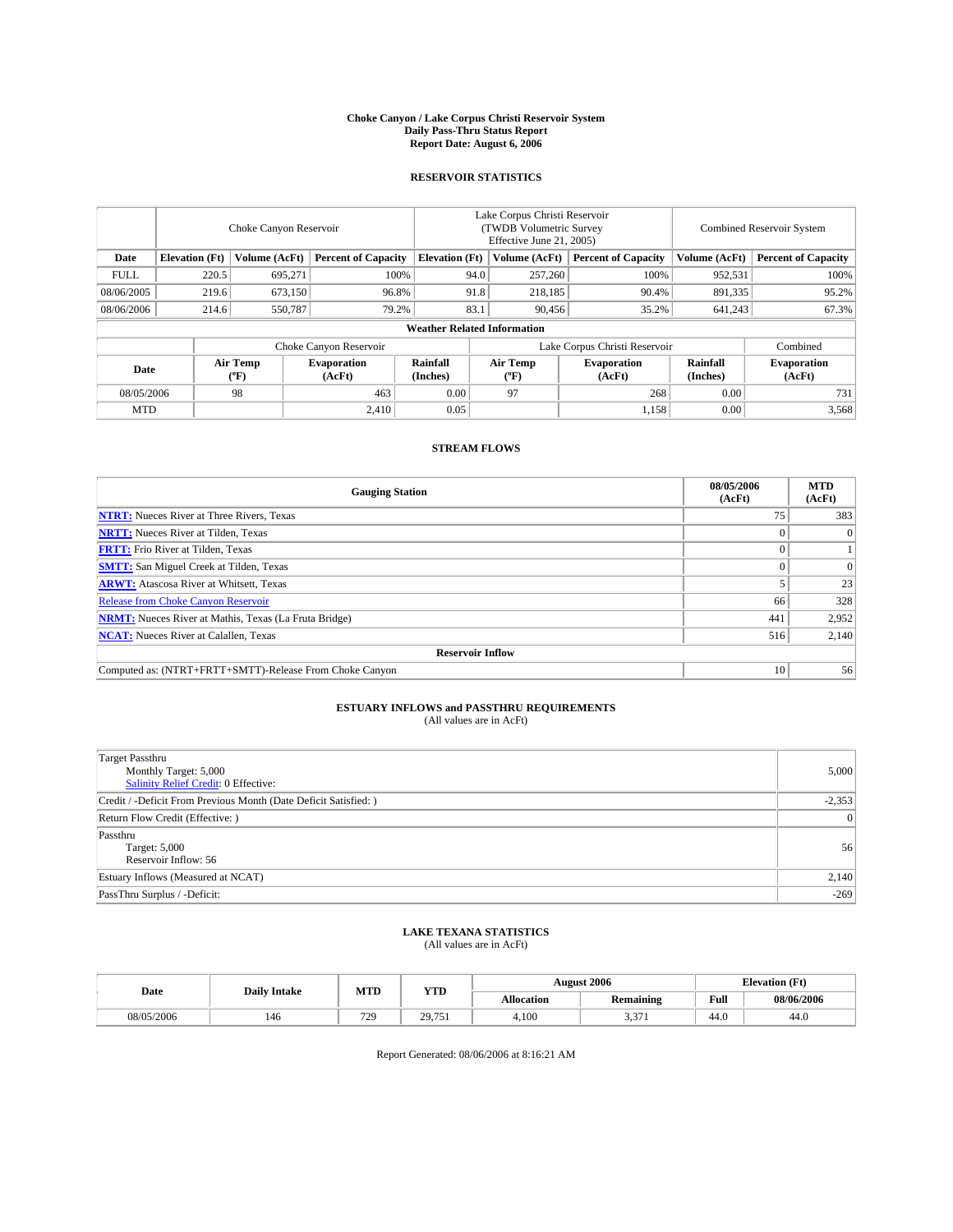# Choke Canyon / Lake Corpus Christi Reservoir System
## Daily Pass-Thru Status Report
## Report Date: August 6, 2006

### RESERVOIR STATISTICS

| | Choke Canyon Reservoir | | | Lake Corpus Christi Reservoir (TWDB Volumetric Survey Effective June 21, 2005) | | | Combined Reservoir System | |
|---|---|---|---|---|---|---|---|---|
| Date | Elevation (Ft) | Volume (AcFt) | Percent of Capacity | Elevation (Ft) | Volume (AcFt) | Percent of Capacity | Volume (AcFt) | Percent of Capacity |
| FULL | 220.5 | 695,271 | 100% | 94.0 | 257,260 | 100% | 952,531 | 100% |
| 08/06/2005 | 219.6 | 673,150 | 96.8% | 91.8 | 218,185 | 90.4% | 891,335 | 95.2% |
| 08/06/2006 | 214.6 | 550,787 | 79.2% | 83.1 | 90,456 | 35.2% | 641,243 | 67.3% |

**Weather Related Information**

| | Choke Canyon Reservoir | | | Lake Corpus Christi Reservoir | | | Combined |
|---|---|---|---|---|---|---|---|
| Date | Air Temp (ºF) | Evaporation (AcFt) | Rainfall (Inches) | Air Temp (ºF) | Evaporation (AcFt) | Rainfall (Inches) | Evaporation (AcFt) |
| 08/05/2006 | 98 | 463 | 0.00 | 97 | 268 | 0.00 | 731 |
| MTD | | 2,410 | 0.05 | | 1,158 | 0.00 | 3,568 |

### STREAM FLOWS

| Gauging Station | 08/05/2006 (AcFt) | MTD (AcFt) |
|---|---|---|
| **NTRT:** Nueces River at Three Rivers, Texas | 75 | 383 |
| **NRTT:** Nueces River at Tilden, Texas | 0 | 0 |
| **FRTT:** Frio River at Tilden, Texas | 0 | 1 |
| **SMTT:** San Miguel Creek at Tilden, Texas | 0 | 0 |
| **ARWT:** Atascosa River at Whitsett, Texas | 5 | 23 |
| Release from Choke Canyon Reservoir | 66 | 328 |
| **NRMT:** Nueces River at Mathis, Texas (La Fruta Bridge) | 441 | 2,952 |
| **NCAT:** Nueces River at Calallen, Texas | 516 | 2,140 |
| **Reservoir Inflow** | | |
| Computed as: (NTRT+FRTT+SMTT)-Release From Choke Canyon | 10 | 56 |

### ESTUARY INFLOWS and PASSTHRU REQUIREMENTS
(All values are in AcFt)

| | |
|---|---|
| Target Passthru<br>Monthly Target: 5,000<br>Salinity Relief Credit: 0 Effective: | 5,000 |
| Credit / -Deficit From Previous Month (Date Deficit Satisfied: ) | -2,353 |
| Return Flow Credit (Effective: ) | 0 |
| Passthru<br>Target: 5,000<br>Reservoir Inflow: 56 | 56 |
| Estuary Inflows (Measured at NCAT) | 2,140 |
| PassThru Surplus / -Deficit: | -269 |

### LAKE TEXANA STATISTICS
(All values are in AcFt)

| Date | Daily Intake | MTD | YTD | August 2006 | | Elevation (Ft) | |
|---|---|---|---|---|---|---|---|
| | | | | Allocation | Remaining | Full | 08/06/2006 |
| 08/05/2006 | 146 | 729 | 29,751 | 4,100 | 3,371 | 44.0 | 44.0 |

Report Generated: 08/06/2006 at 8:16:21 AM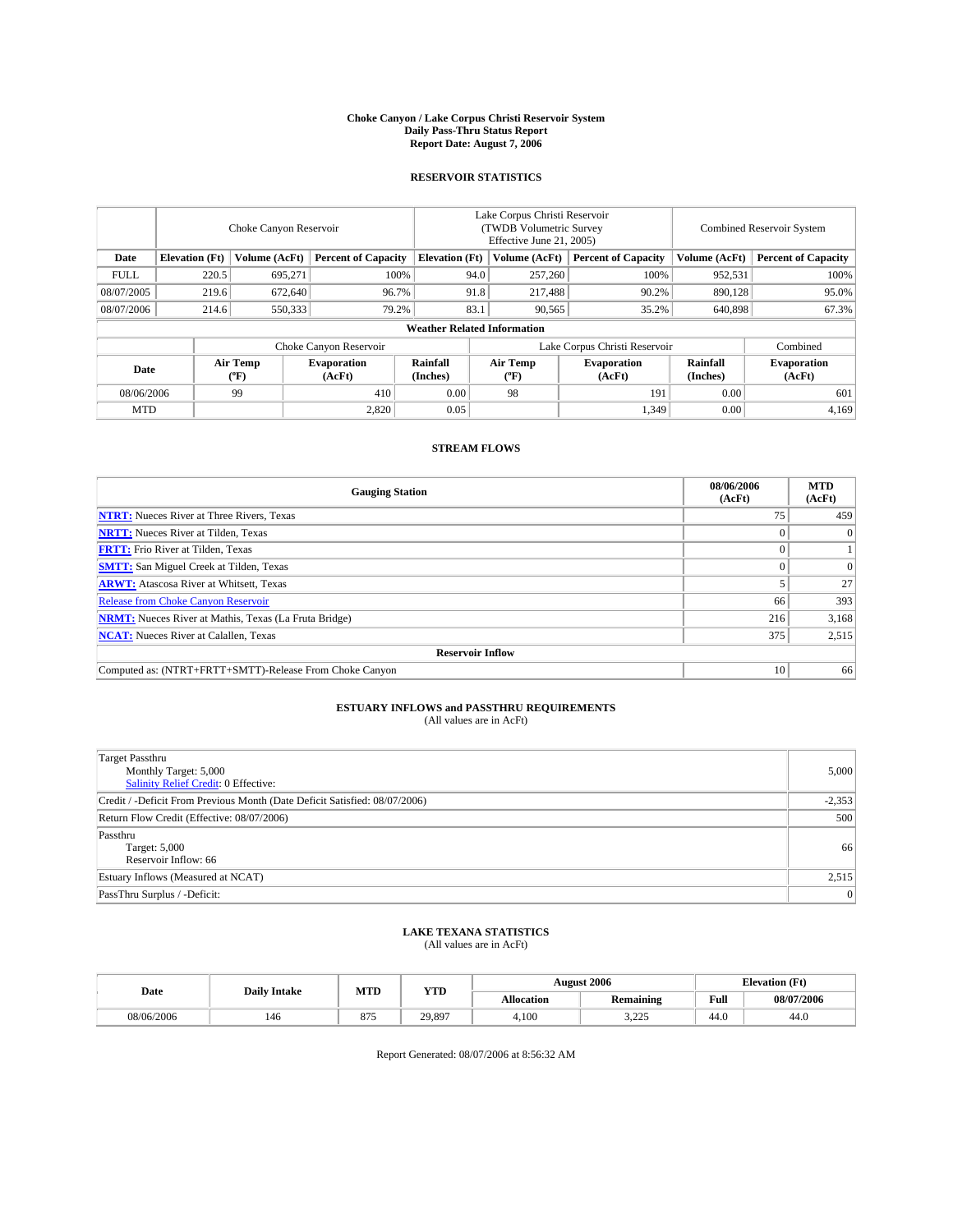# Choke Canyon / Lake Corpus Christi Reservoir System
## Daily Pass-Thru Status Report
### Report Date: August 7, 2006

## RESERVOIR STATISTICS

| | Choke Canyon Reservoir | | | Lake Corpus Christi Reservoir (TWDB Volumetric Survey Effective June 21, 2005) | | | Combined Reservoir System | |
|---|---|---|---|---|---|---|---|---|
| Date | Elevation (Ft) | Volume (AcFt) | Percent of Capacity | Elevation (Ft) | Volume (AcFt) | Percent of Capacity | Volume (AcFt) | Percent of Capacity |
| FULL | 220.5 | 695,271 | 100% | 94.0 | 257,260 | 100% | 952,531 | 100% |
| 08/07/2005 | 219.6 | 672,640 | 96.7% | 91.8 | 217,488 | 90.2% | 890,128 | 95.0% |
| 08/07/2006 | 214.6 | 550,333 | 79.2% | 83.1 | 90,565 | 35.2% | 640,898 | 67.3% |

### Weather Related Information

| | Choke Canyon Reservoir | | | Lake Corpus Christi Reservoir | | | Combined |
|---|---|---|---|---|---|---|---|
| Date | Air Temp (ºF) | Evaporation (AcFt) | Rainfall (Inches) | Air Temp (ºF) | Evaporation (AcFt) | Rainfall (Inches) | Evaporation (AcFt) |
| 08/06/2006 | 99 | 410 | 0.00 | 98 | 191 | 0.00 | 601 |
| MTD | | 2,820 | 0.05 | | 1,349 | 0.00 | 4,169 |

## STREAM FLOWS

| Gauging Station | 08/06/2006 (AcFt) | MTD (AcFt) |
|---|---|---|
| **NTRT:** Nueces River at Three Rivers, Texas | 75 | 459 |
| **NRTT:** Nueces River at Tilden, Texas | 0 | 0 |
| **FRTT:** Frio River at Tilden, Texas | 0 | 1 |
| **SMTT:** San Miguel Creek at Tilden, Texas | 0 | 0 |
| **ARWT:** Atascosa River at Whitsett, Texas | 5 | 27 |
| Release from Choke Canyon Reservoir | 66 | 393 |
| **NRMT:** Nueces River at Mathis, Texas (La Fruta Bridge) | 216 | 3,168 |
| **NCAT:** Nueces River at Calallen, Texas | 375 | 2,515 |
| **Reservoir Inflow** | | |
| Computed as: (NTRT+FRTT+SMTT)-Release From Choke Canyon | 10 | 66 |

## ESTUARY INFLOWS and PASSTHRU REQUIREMENTS
(All values are in AcFt)

| | |
|---|---|
| Target Passthru<br>Monthly Target: 5,000<br>Salinity Relief Credit: 0 Effective: | 5,000 |
| Credit / -Deficit From Previous Month (Date Deficit Satisfied: 08/07/2006) | -2,353 |
| Return Flow Credit (Effective: 08/07/2006) | 500 |
| Passthru<br>Target: 5,000<br>Reservoir Inflow: 66 | 66 |
| Estuary Inflows (Measured at NCAT) | 2,515 |
| PassThru Surplus / -Deficit: | 0 |

## LAKE TEXANA STATISTICS
(All values are in AcFt)

| Date | Daily Intake | MTD | YTD | August 2006 | | Elevation (Ft) | |
|---|---|---|---|---|---|---|---|
| | | | | Allocation | Remaining | Full | 08/07/2006 |
| 08/06/2006 | 146 | 875 | 29,897 | 4,100 | 3,225 | 44.0 | 44.0 |

Report Generated: 08/07/2006 at 8:56:32 AM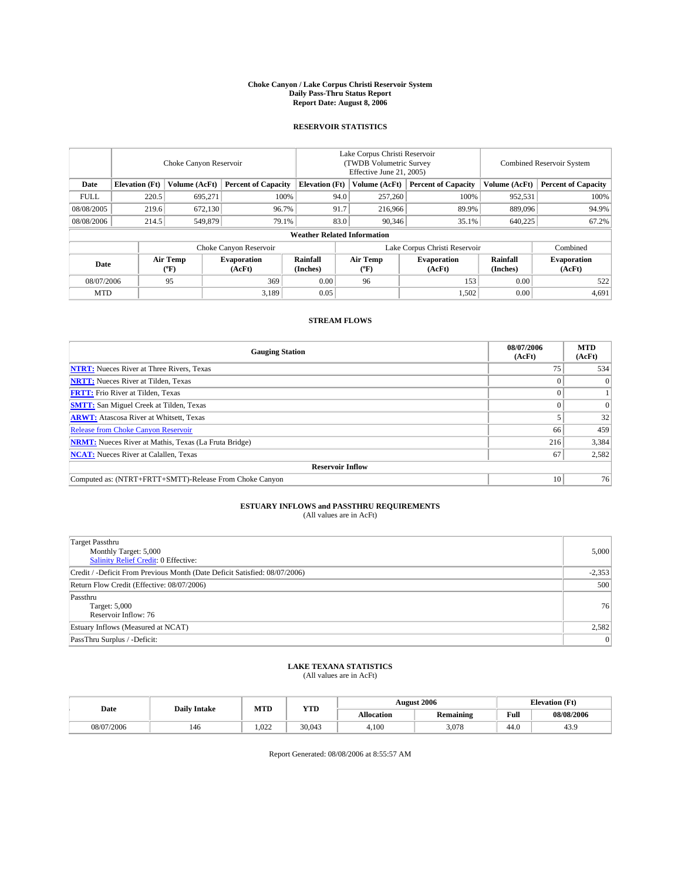**Choke Canyon / Lake Corpus Christi Reservoir System**
**Daily Pass-Thru Status Report**
**Report Date: August 8, 2006**

## RESERVOIR STATISTICS

| | Choke Canyon Reservoir | | | Lake Corpus Christi Reservoir (TWDB Volumetric Survey Effective June 21, 2005) | | | Combined Reservoir System | |
|---|---|---|---|---|---|---|---|---|
| **Date** | **Elevation (Ft)** | **Volume (AcFt)** | **Percent of Capacity** | **Elevation (Ft)** | **Volume (AcFt)** | **Percent of Capacity** | **Volume (AcFt)** | **Percent of Capacity** |
| FULL | 220.5 | 695,271 | 100% | 94.0 | 257,260 | 100% | 952,531 | 100% |
| 08/08/2005 | 219.6 | 672,130 | 96.7% | 91.7 | 216,966 | 89.9% | 889,096 | 94.9% |
| 08/08/2006 | 214.5 | 549,879 | 79.1% | 83.0 | 90,346 | 35.1% | 640,225 | 67.2% |

**Weather Related Information**

| | Choke Canyon Reservoir | | | Lake Corpus Christi Reservoir | | | Combined |
|---|---|---|---|---|---|---|---|
| **Date** | **Air Temp (ºF)** | **Evaporation (AcFt)** | **Rainfall (Inches)** | **Air Temp (ºF)** | **Evaporation (AcFt)** | **Rainfall (Inches)** | **Evaporation (AcFt)** |
| 08/07/2006 | 95 | 369 | 0.00 | 96 | 153 | 0.00 | 522 |
| MTD | | 3,189 | 0.05 | | 1,502 | 0.00 | 4,691 |

## STREAM FLOWS

| Gauging Station | 08/07/2006 (AcFt) | MTD (AcFt) |
|---|---|---|
| **NTRT:** Nueces River at Three Rivers, Texas | 75 | 534 |
| **NRTT:** Nueces River at Tilden, Texas | 0 | 0 |
| **FRTT:** Frio River at Tilden, Texas | 0 | 1 |
| **SMTT:** San Miguel Creek at Tilden, Texas | 0 | 0 |
| **ARWT:** Atascosa River at Whitsett, Texas | 5 | 32 |
| Release from Choke Canyon Reservoir | 66 | 459 |
| **NRMT:** Nueces River at Mathis, Texas (La Fruta Bridge) | 216 | 3,384 |
| **NCAT:** Nueces River at Calallen, Texas | 67 | 2,582 |
| **Reservoir Inflow** | | |
| Computed as: (NTRT+FRTT+SMTT)-Release From Choke Canyon | 10 | 76 |

## ESTUARY INFLOWS and PASSTHRU REQUIREMENTS

(All values are in AcFt)

| | |
|---|---|
| Target Passthru<br>Monthly Target: 5,000<br>Salinity Relief Credit: 0 Effective: | 5,000 |
| Credit / -Deficit From Previous Month (Date Deficit Satisfied: 08/07/2006) | -2,353 |
| Return Flow Credit (Effective: 08/07/2006) | 500 |
| Passthru<br>Target: 5,000<br>Reservoir Inflow: 76 | 76 |
| Estuary Inflows (Measured at NCAT) | 2,582 |
| PassThru Surplus / -Deficit: | 0 |

## LAKE TEXANA STATISTICS

(All values are in AcFt)

| Date | Daily Intake | MTD | YTD | August 2006 | | Elevation (Ft) | |
|---|---|---|---|---|---|---|---|
| | | | | **Allocation** | **Remaining** | **Full** | **08/08/2006** |
| 08/07/2006 | 146 | 1,022 | 30,043 | 4,100 | 3,078 | 44.0 | 43.9 |

Report Generated: 08/08/2006 at 8:55:57 AM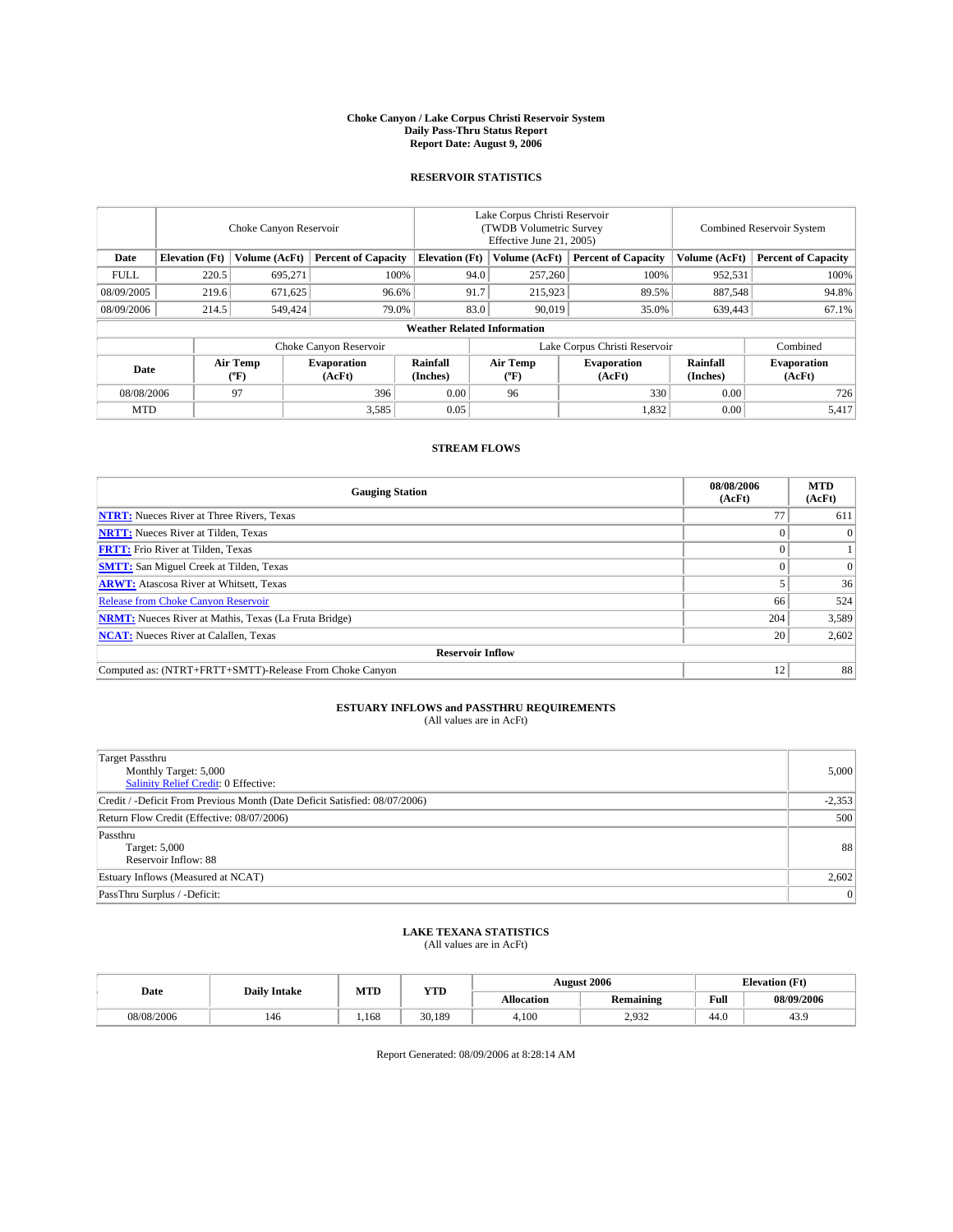# Choke Canyon / Lake Corpus Christi Reservoir System
## Daily Pass-Thru Status Report
## Report Date: August 9, 2006

### RESERVOIR STATISTICS

| | Choke Canyon Reservoir | | | Lake Corpus Christi Reservoir (TWDB Volumetric Survey Effective June 21, 2005) | | | Combined Reservoir System | |
|---|---|---|---|---|---|---|---|---|
| Date | Elevation (Ft) | Volume (AcFt) | Percent of Capacity | Elevation (Ft) | Volume (AcFt) | Percent of Capacity | Volume (AcFt) | Percent of Capacity |
| FULL | 220.5 | 695,271 | 100% | 94.0 | 257,260 | 100% | 952,531 | 100% |
| 08/09/2005 | 219.6 | 671,625 | 96.6% | 91.7 | 215,923 | 89.5% | 887,548 | 94.8% |
| 08/09/2006 | 214.5 | 549,424 | 79.0% | 83.0 | 90,019 | 35.0% | 639,443 | 67.1% |

**Weather Related Information**

| | Choke Canyon Reservoir | | | Lake Corpus Christi Reservoir | | | Combined |
|---|---|---|---|---|---|---|---|
| Date | Air Temp (ºF) | Evaporation (AcFt) | Rainfall (Inches) | Air Temp (ºF) | Evaporation (AcFt) | Rainfall (Inches) | Evaporation (AcFt) |
| 08/08/2006 | 97 | 396 | 0.00 | 96 | 330 | 0.00 | 726 |
| MTD | | 3,585 | 0.05 | | 1,832 | 0.00 | 5,417 |

### STREAM FLOWS

| Gauging Station | 08/08/2006 (AcFt) | MTD (AcFt) |
|---|---|---|
| **NTRT:** Nueces River at Three Rivers, Texas | 77 | 611 |
| **NRTT:** Nueces River at Tilden, Texas | 0 | 0 |
| **FRTT:** Frio River at Tilden, Texas | 0 | 1 |
| **SMTT:** San Miguel Creek at Tilden, Texas | 0 | 0 |
| **ARWT:** Atascosa River at Whitsett, Texas | 5 | 36 |
| Release from Choke Canyon Reservoir | 66 | 524 |
| **NRMT:** Nueces River at Mathis, Texas (La Fruta Bridge) | 204 | 3,589 |
| **NCAT:** Nueces River at Calallen, Texas | 20 | 2,602 |
| **Reservoir Inflow** | | |
| Computed as: (NTRT+FRTT+SMTT)-Release From Choke Canyon | 12 | 88 |

### ESTUARY INFLOWS and PASSTHRU REQUIREMENTS
(All values are in AcFt)

| | |
|---|---|
| Target Passthru<br>Monthly Target: 5,000<br>Salinity Relief Credit: 0 Effective: | 5,000 |
| Credit / -Deficit From Previous Month (Date Deficit Satisfied: 08/07/2006) | -2,353 |
| Return Flow Credit (Effective: 08/07/2006) | 500 |
| Passthru<br>Target: 5,000<br>Reservoir Inflow: 88 | 88 |
| Estuary Inflows (Measured at NCAT) | 2,602 |
| PassThru Surplus / -Deficit: | 0 |

### LAKE TEXANA STATISTICS
(All values are in AcFt)

| Date | Daily Intake | MTD | YTD | August 2006 | | Elevation (Ft) | |
|---|---|---|---|---|---|---|---|
| | | | | Allocation | Remaining | Full | 08/09/2006 |
| 08/08/2006 | 146 | 1,168 | 30,189 | 4,100 | 2,932 | 44.0 | 43.9 |

Report Generated: 08/09/2006 at 8:28:14 AM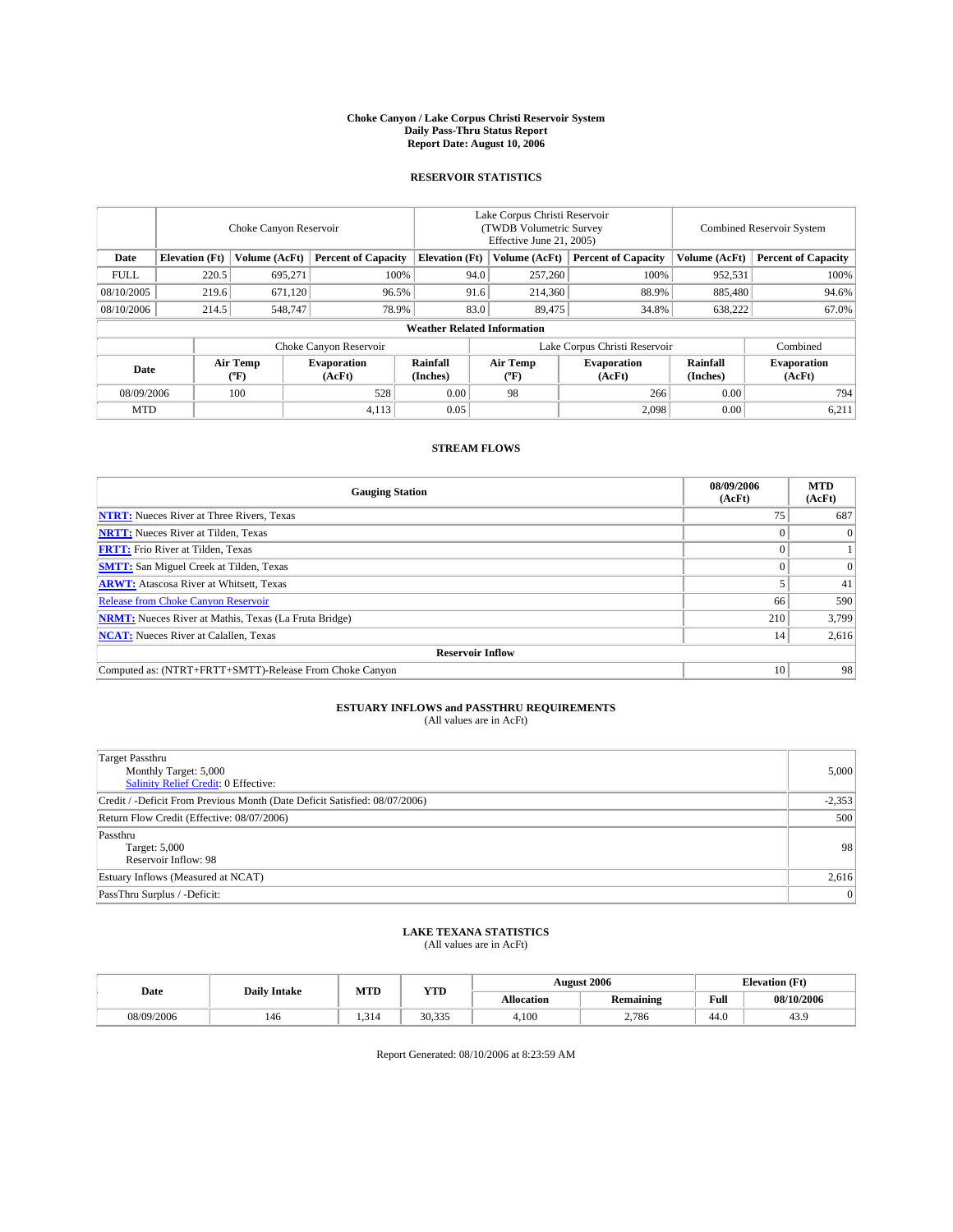**Choke Canyon / Lake Corpus Christi Reservoir System**
**Daily Pass-Thru Status Report**
**Report Date: August 10, 2006**

## RESERVOIR STATISTICS

| | Choke Canyon Reservoir | | | Lake Corpus Christi Reservoir (TWDB Volumetric Survey Effective June 21, 2005) | | | Combined Reservoir System | |
|---|---|---|---|---|---|---|---|---|
| **Date** | **Elevation (Ft)** | **Volume (AcFt)** | **Percent of Capacity** | **Elevation (Ft)** | **Volume (AcFt)** | **Percent of Capacity** | **Volume (AcFt)** | **Percent of Capacity** |
| FULL | 220.5 | 695,271 | 100% | 94.0 | 257,260 | 100% | 952,531 | 100% |
| 08/10/2005 | 219.6 | 671,120 | 96.5% | 91.6 | 214,360 | 88.9% | 885,480 | 94.6% |
| 08/10/2006 | 214.5 | 548,747 | 78.9% | 83.0 | 89,475 | 34.8% | 638,222 | 67.0% |

**Weather Related Information**

| | Choke Canyon Reservoir | | | Lake Corpus Christi Reservoir | | | Combined |
|---|---|---|---|---|---|---|---|
| **Date** | **Air Temp (ºF)** | **Evaporation (AcFt)** | **Rainfall (Inches)** | **Air Temp (ºF)** | **Evaporation (AcFt)** | **Rainfall (Inches)** | **Evaporation (AcFt)** |
| 08/09/2006 | 100 | 528 | 0.00 | 98 | 266 | 0.00 | 794 |
| MTD | | 4,113 | 0.05 | | 2,098 | 0.00 | 6,211 |

## STREAM FLOWS

| Gauging Station | 08/09/2006 (AcFt) | MTD (AcFt) |
|---|---|---|
| **NTRT:** Nueces River at Three Rivers, Texas | 75 | 687 |
| **NRTT:** Nueces River at Tilden, Texas | 0 | 0 |
| **FRTT:** Frio River at Tilden, Texas | 0 | 1 |
| **SMTT:** San Miguel Creek at Tilden, Texas | 0 | 0 |
| **ARWT:** Atascosa River at Whitsett, Texas | 5 | 41 |
| Release from Choke Canyon Reservoir | 66 | 590 |
| **NRMT:** Nueces River at Mathis, Texas (La Fruta Bridge) | 210 | 3,799 |
| **NCAT:** Nueces River at Calallen, Texas | 14 | 2,616 |
| **Reservoir Inflow** | | |
| Computed as: (NTRT+FRTT+SMTT)-Release From Choke Canyon | 10 | 98 |

## ESTUARY INFLOWS and PASSTHRU REQUIREMENTS
(All values are in AcFt)

| | |
|---|---|
| Target Passthru<br>Monthly Target: 5,000<br>Salinity Relief Credit: 0 Effective: | 5,000 |
| Credit / -Deficit From Previous Month (Date Deficit Satisfied: 08/07/2006) | -2,353 |
| Return Flow Credit (Effective: 08/07/2006) | 500 |
| Passthru<br>Target: 5,000<br>Reservoir Inflow: 98 | 98 |
| Estuary Inflows (Measured at NCAT) | 2,616 |
| PassThru Surplus / -Deficit: | 0 |

## LAKE TEXANA STATISTICS
(All values are in AcFt)

| Date | Daily Intake | MTD | YTD | August 2006 | | Elevation (Ft) | |
|---|---|---|---|---|---|---|---|
| | | | | **Allocation** | **Remaining** | **Full** | **08/10/2006** |
| 08/09/2006 | 146 | 1,314 | 30,335 | 4,100 | 2,786 | 44.0 | 43.9 |

Report Generated: 08/10/2006 at 8:23:59 AM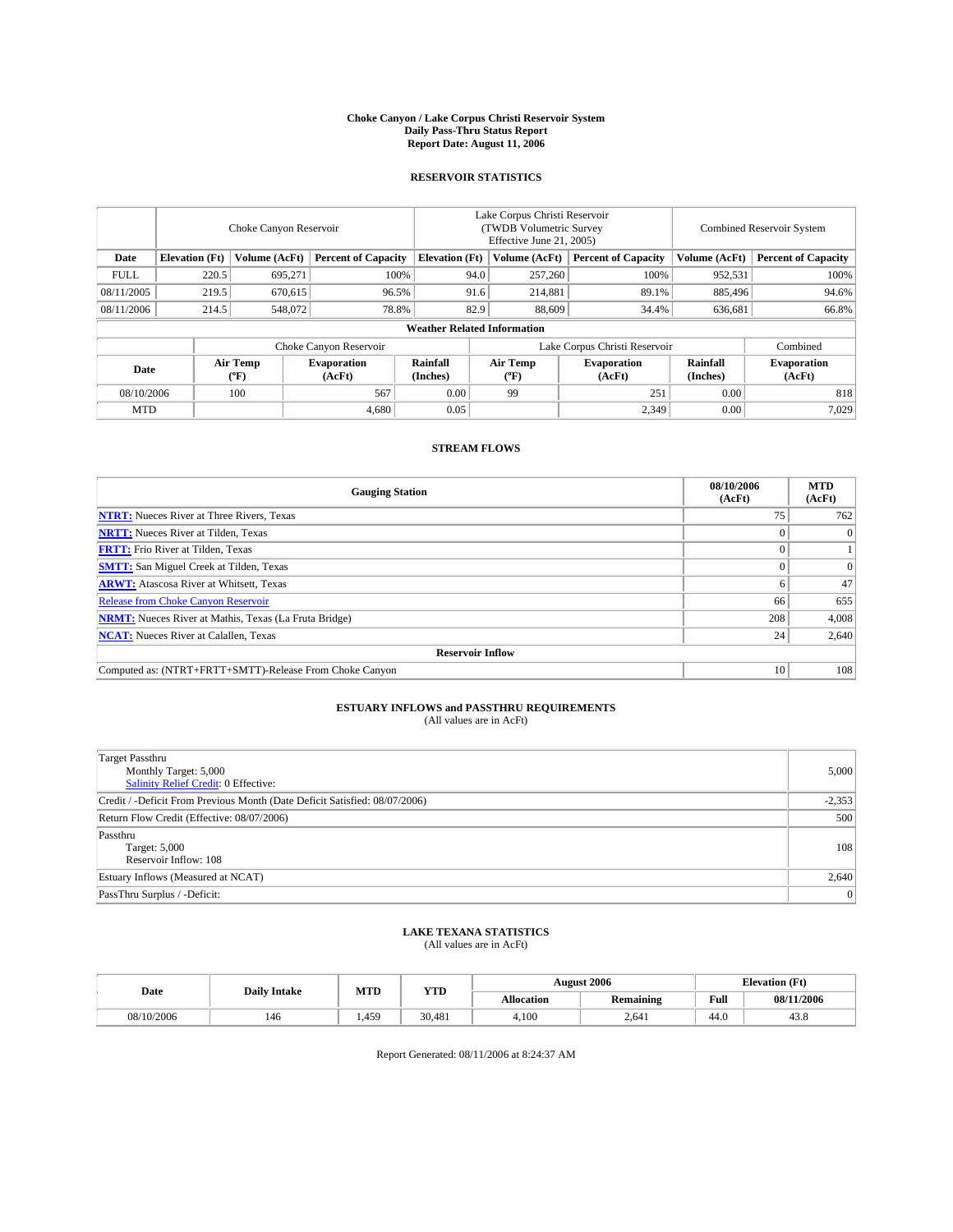# Choke Canyon / Lake Corpus Christi Reservoir System
## Daily Pass-Thru Status Report
### Report Date: August 11, 2006

## RESERVOIR STATISTICS

| | Choke Canyon Reservoir | | | Lake Corpus Christi Reservoir (TWDB Volumetric Survey Effective June 21, 2005) | | | Combined Reservoir System | |
|---|---|---|---|---|---|---|---|---|
| Date | Elevation (Ft) | Volume (AcFt) | Percent of Capacity | Elevation (Ft) | Volume (AcFt) | Percent of Capacity | Volume (AcFt) | Percent of Capacity |
| FULL | 220.5 | 695,271 | 100% | 94.0 | 257,260 | 100% | 952,531 | 100% |
| 08/11/2005 | 219.5 | 670,615 | 96.5% | 91.6 | 214,881 | 89.1% | 885,496 | 94.6% |
| 08/11/2006 | 214.5 | 548,072 | 78.8% | 82.9 | 88,609 | 34.4% | 636,681 | 66.8% |

**Weather Related Information**

| | Choke Canyon Reservoir | | | Lake Corpus Christi Reservoir | | | Combined |
|---|---|---|---|---|---|---|---|
| Date | Air Temp (ºF) | Evaporation (AcFt) | Rainfall (Inches) | Air Temp (ºF) | Evaporation (AcFt) | Rainfall (Inches) | Evaporation (AcFt) |
| 08/10/2006 | 100 | 567 | 0.00 | 99 | 251 | 0.00 | 818 |
| MTD | | 4,680 | 0.05 | | 2,349 | 0.00 | 7,029 |

## STREAM FLOWS

| Gauging Station | 08/10/2006 (AcFt) | MTD (AcFt) |
|---|---|---|
| **NTRT:** Nueces River at Three Rivers, Texas | 75 | 762 |
| **NRTT:** Nueces River at Tilden, Texas | 0 | 0 |
| **FRTT:** Frio River at Tilden, Texas | 0 | 1 |
| **SMTT:** San Miguel Creek at Tilden, Texas | 0 | 0 |
| **ARWT:** Atascosa River at Whitsett, Texas | 6 | 47 |
| Release from Choke Canyon Reservoir | 66 | 655 |
| **NRMT:** Nueces River at Mathis, Texas (La Fruta Bridge) | 208 | 4,008 |
| **NCAT:** Nueces River at Calallen, Texas | 24 | 2,640 |
| **Reservoir Inflow** | | |
| Computed as: (NTRT+FRTT+SMTT)-Release From Choke Canyon | 10 | 108 |

## ESTUARY INFLOWS and PASSTHRU REQUIREMENTS
(All values are in AcFt)

| | |
|---|---|
| Target Passthru<br>Monthly Target: 5,000<br>Salinity Relief Credit: 0 Effective: | 5,000 |
| Credit / -Deficit From Previous Month (Date Deficit Satisfied: 08/07/2006) | -2,353 |
| Return Flow Credit (Effective: 08/07/2006) | 500 |
| Passthru<br>Target: 5,000<br>Reservoir Inflow: 108 | 108 |
| Estuary Inflows (Measured at NCAT) | 2,640 |
| PassThru Surplus / -Deficit: | 0 |

## LAKE TEXANA STATISTICS
(All values are in AcFt)

| Date | Daily Intake | MTD | YTD | August 2006 | | Elevation (Ft) | |
|---|---|---|---|---|---|---|---|
| | | | | Allocation | Remaining | Full | 08/11/2006 |
| 08/10/2006 | 146 | 1,459 | 30,481 | 4,100 | 2,641 | 44.0 | 43.8 |

Report Generated: 08/11/2006 at 8:24:37 AM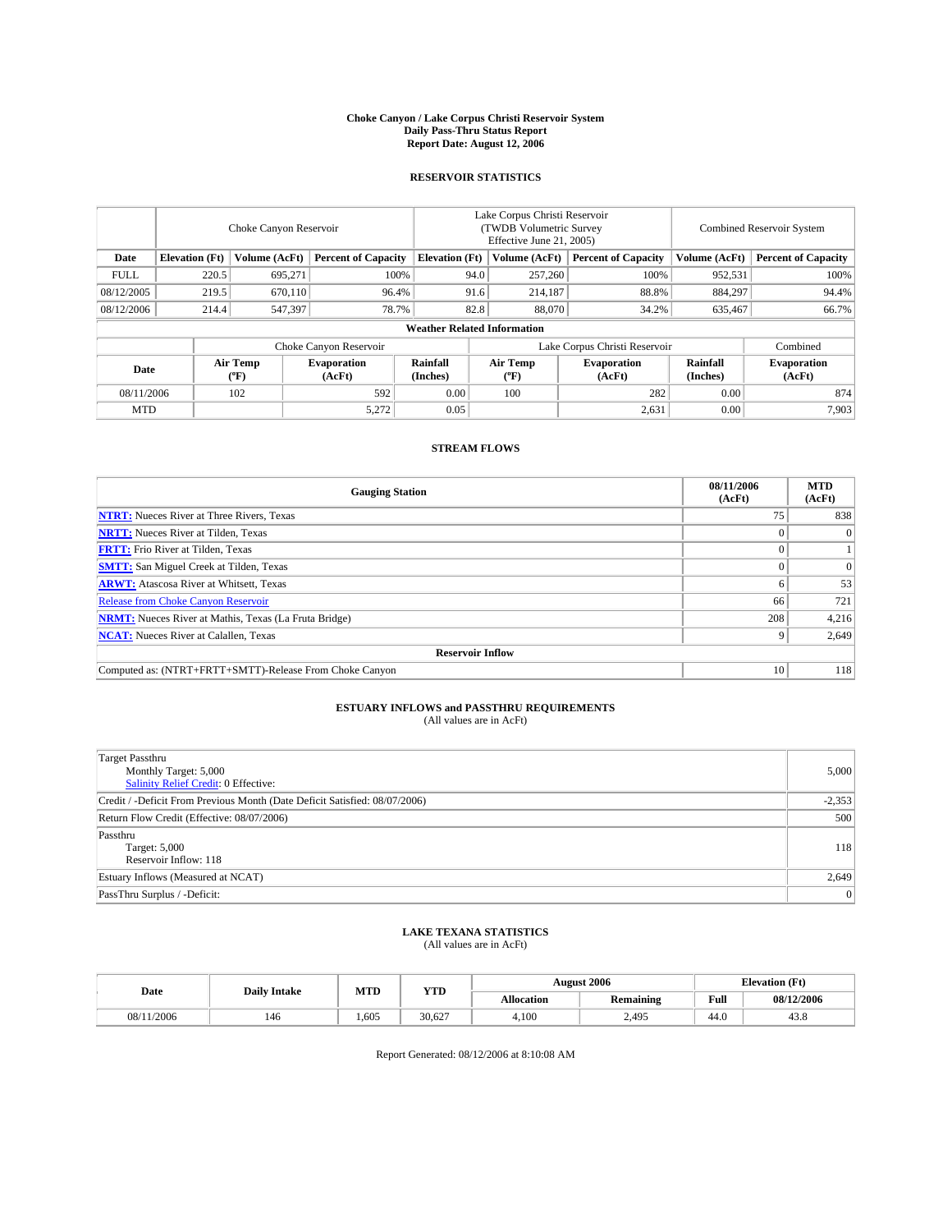# Choke Canyon / Lake Corpus Christi Reservoir System
## Daily Pass-Thru Status Report
## Report Date: August 12, 2006

### RESERVOIR STATISTICS

| | Choke Canyon Reservoir | | | Lake Corpus Christi Reservoir (TWDB Volumetric Survey Effective June 21, 2005) | | | Combined Reservoir System | |
|---|---|---|---|---|---|---|---|---|
| Date | Elevation (Ft) | Volume (AcFt) | Percent of Capacity | Elevation (Ft) | Volume (AcFt) | Percent of Capacity | Volume (AcFt) | Percent of Capacity |
| FULL | 220.5 | 695,271 | 100% | 94.0 | 257,260 | 100% | 952,531 | 100% |
| 08/12/2005 | 219.5 | 670,110 | 96.4% | 91.6 | 214,187 | 88.8% | 884,297 | 94.4% |
| 08/12/2006 | 214.4 | 547,397 | 78.7% | 82.8 | 88,070 | 34.2% | 635,467 | 66.7% |

**Weather Related Information**

| | Choke Canyon Reservoir | | | Lake Corpus Christi Reservoir | | | Combined |
|---|---|---|---|---|---|---|---|
| Date | Air Temp (ºF) | Evaporation (AcFt) | Rainfall (Inches) | Air Temp (ºF) | Evaporation (AcFt) | Rainfall (Inches) | Evaporation (AcFt) |
| 08/11/2006 | 102 | 592 | 0.00 | 100 | 282 | 0.00 | 874 |
| MTD | | 5,272 | 0.05 | | 2,631 | 0.00 | 7,903 |

### STREAM FLOWS

| Gauging Station | 08/11/2006 (AcFt) | MTD (AcFt) |
|---|---|---|
| **NTRT:** Nueces River at Three Rivers, Texas | 75 | 838 |
| **NRTT:** Nueces River at Tilden, Texas | 0 | 0 |
| **FRTT:** Frio River at Tilden, Texas | 0 | 1 |
| **SMTT:** San Miguel Creek at Tilden, Texas | 0 | 0 |
| **ARWT:** Atascosa River at Whitsett, Texas | 6 | 53 |
| Release from Choke Canyon Reservoir | 66 | 721 |
| **NRMT:** Nueces River at Mathis, Texas (La Fruta Bridge) | 208 | 4,216 |
| **NCAT:** Nueces River at Calallen, Texas | 9 | 2,649 |
| **Reservoir Inflow** | | |
| Computed as: (NTRT+FRTT+SMTT)-Release From Choke Canyon | 10 | 118 |

### ESTUARY INFLOWS and PASSTHRU REQUIREMENTS
(All values are in AcFt)

| | |
|---|---|
| Target Passthru<br>Monthly Target: 5,000<br>Salinity Relief Credit: 0 Effective: | 5,000 |
| Credit / -Deficit From Previous Month (Date Deficit Satisfied: 08/07/2006) | -2,353 |
| Return Flow Credit (Effective: 08/07/2006) | 500 |
| Passthru<br>Target: 5,000<br>Reservoir Inflow: 118 | 118 |
| Estuary Inflows (Measured at NCAT) | 2,649 |
| PassThru Surplus / -Deficit: | 0 |

### LAKE TEXANA STATISTICS
(All values are in AcFt)

| Date | Daily Intake | MTD | YTD | August 2006 | | Elevation (Ft) | |
|---|---|---|---|---|---|---|---|
| | | | | Allocation | Remaining | Full | 08/12/2006 |
| 08/11/2006 | 146 | 1,605 | 30,627 | 4,100 | 2,495 | 44.0 | 43.8 |

Report Generated: 08/12/2006 at 8:10:08 AM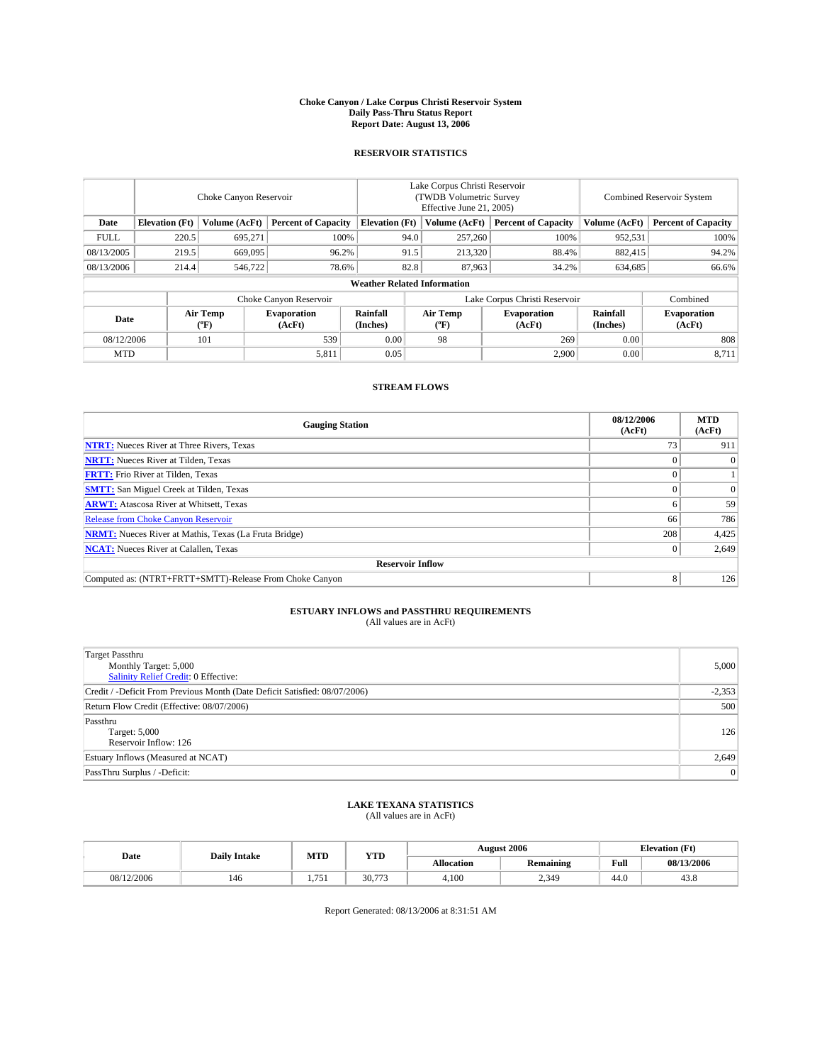# Choke Canyon / Lake Corpus Christi Reservoir System
## Daily Pass-Thru Status Report
### Report Date: August 13, 2006

## RESERVOIR STATISTICS

| | Choke Canyon Reservoir | | | Lake Corpus Christi Reservoir (TWDB Volumetric Survey Effective June 21, 2005) | | | Combined Reservoir System | |
|---|---|---|---|---|---|---|---|---|
| Date | Elevation (Ft) | Volume (AcFt) | Percent of Capacity | Elevation (Ft) | Volume (AcFt) | Percent of Capacity | Volume (AcFt) | Percent of Capacity |
| FULL | 220.5 | 695,271 | 100% | 94.0 | 257,260 | 100% | 952,531 | 100% |
| 08/13/2005 | 219.5 | 669,095 | 96.2% | 91.5 | 213,320 | 88.4% | 882,415 | 94.2% |
| 08/13/2006 | 214.4 | 546,722 | 78.6% | 82.8 | 87,963 | 34.2% | 634,685 | 66.6% |

**Weather Related Information**

| | Choke Canyon Reservoir | | | Lake Corpus Christi Reservoir | | | Combined |
|---|---|---|---|---|---|---|---|
| Date | Air Temp (ºF) | Evaporation (AcFt) | Rainfall (Inches) | Air Temp (ºF) | Evaporation (AcFt) | Rainfall (Inches) | Evaporation (AcFt) |
| 08/12/2006 | 101 | 539 | 0.00 | 98 | 269 | 0.00 | 808 |
| MTD | | 5,811 | 0.05 | | 2,900 | 0.00 | 8,711 |

## STREAM FLOWS

| Gauging Station | 08/12/2006 (AcFt) | MTD (AcFt) |
|---|---|---|
| **NTRT:** Nueces River at Three Rivers, Texas | 73 | 911 |
| **NRTT:** Nueces River at Tilden, Texas | 0 | 0 |
| **FRTT:** Frio River at Tilden, Texas | 0 | 1 |
| **SMTT:** San Miguel Creek at Tilden, Texas | 0 | 0 |
| **ARWT:** Atascosa River at Whitsett, Texas | 6 | 59 |
| Release from Choke Canyon Reservoir | 66 | 786 |
| **NRMT:** Nueces River at Mathis, Texas (La Fruta Bridge) | 208 | 4,425 |
| **NCAT:** Nueces River at Calallen, Texas | 0 | 2,649 |
| **Reservoir Inflow** | | |
| Computed as: (NTRT+FRTT+SMTT)-Release From Choke Canyon | 8 | 126 |

## ESTUARY INFLOWS and PASSTHRU REQUIREMENTS
(All values are in AcFt)

| | |
|---|---|
| Target Passthru<br>Monthly Target: 5,000<br>Salinity Relief Credit: 0 Effective: | 5,000 |
| Credit / -Deficit From Previous Month (Date Deficit Satisfied: 08/07/2006) | -2,353 |
| Return Flow Credit (Effective: 08/07/2006) | 500 |
| Passthru<br>Target: 5,000<br>Reservoir Inflow: 126 | 126 |
| Estuary Inflows (Measured at NCAT) | 2,649 |
| PassThru Surplus / -Deficit: | 0 |

## LAKE TEXANA STATISTICS
(All values are in AcFt)

| Date | Daily Intake | MTD | YTD | August 2006 | | Elevation (Ft) | |
|---|---|---|---|---|---|---|---|
| | | | | Allocation | Remaining | Full | 08/13/2006 |
| 08/12/2006 | 146 | 1,751 | 30,773 | 4,100 | 2,349 | 44.0 | 43.8 |

Report Generated: 08/13/2006 at 8:31:51 AM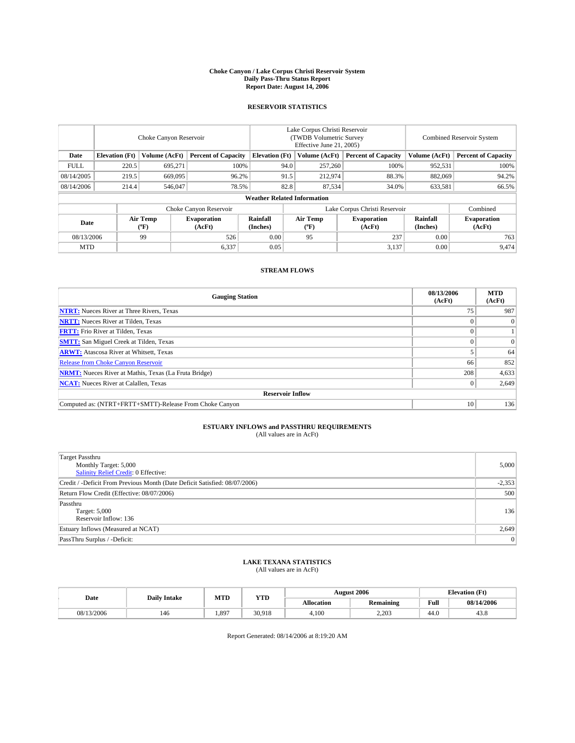# Choke Canyon / Lake Corpus Christi Reservoir System
## Daily Pass-Thru Status Report
## Report Date: August 14, 2006

### RESERVOIR STATISTICS

| | Choke Canyon Reservoir | | | Lake Corpus Christi Reservoir (TWDB Volumetric Survey Effective June 21, 2005) | | | Combined Reservoir System | |
|---|---|---|---|---|---|---|---|---|
| Date | Elevation (Ft) | Volume (AcFt) | Percent of Capacity | Elevation (Ft) | Volume (AcFt) | Percent of Capacity | Volume (AcFt) | Percent of Capacity |
| FULL | 220.5 | 695,271 | 100% | 94.0 | 257,260 | 100% | 952,531 | 100% |
| 08/14/2005 | 219.5 | 669,095 | 96.2% | 91.5 | 212,974 | 88.3% | 882,069 | 94.2% |
| 08/14/2006 | 214.4 | 546,047 | 78.5% | 82.8 | 87,534 | 34.0% | 633,581 | 66.5% |

**Weather Related Information**

| | Choke Canyon Reservoir | | | Lake Corpus Christi Reservoir | | | Combined |
|---|---|---|---|---|---|---|---|
| Date | Air Temp (ºF) | Evaporation (AcFt) | Rainfall (Inches) | Air Temp (ºF) | Evaporation (AcFt) | Rainfall (Inches) | Evaporation (AcFt) |
| 08/13/2006 | 99 | 526 | 0.00 | 95 | 237 | 0.00 | 763 |
| MTD | | 6,337 | 0.05 | | 3,137 | 0.00 | 9,474 |

### STREAM FLOWS

| Gauging Station | 08/13/2006 (AcFt) | MTD (AcFt) |
|---|---|---|
| **NTRT:** Nueces River at Three Rivers, Texas | 75 | 987 |
| **NRTT:** Nueces River at Tilden, Texas | 0 | 0 |
| **FRTT:** Frio River at Tilden, Texas | 0 | 1 |
| **SMTT:** San Miguel Creek at Tilden, Texas | 0 | 0 |
| **ARWT:** Atascosa River at Whitsett, Texas | 5 | 64 |
| Release from Choke Canyon Reservoir | 66 | 852 |
| **NRMT:** Nueces River at Mathis, Texas (La Fruta Bridge) | 208 | 4,633 |
| **NCAT:** Nueces River at Calallen, Texas | 0 | 2,649 |
| **Reservoir Inflow** | | |
| Computed as: (NTRT+FRTT+SMTT)-Release From Choke Canyon | 10 | 136 |

### ESTUARY INFLOWS and PASSTHRU REQUIREMENTS
(All values are in AcFt)

| | |
|---|---|
| Target Passthru<br>Monthly Target: 5,000<br>Salinity Relief Credit: 0 Effective: | 5,000 |
| Credit / -Deficit From Previous Month (Date Deficit Satisfied: 08/07/2006) | -2,353 |
| Return Flow Credit (Effective: 08/07/2006) | 500 |
| Passthru<br>Target: 5,000<br>Reservoir Inflow: 136 | 136 |
| Estuary Inflows (Measured at NCAT) | 2,649 |
| PassThru Surplus / -Deficit: | 0 |

### LAKE TEXANA STATISTICS
(All values are in AcFt)

| Date | Daily Intake | MTD | YTD | August 2006 | | Elevation (Ft) | |
|---|---|---|---|---|---|---|---|
| | | | | Allocation | Remaining | Full | 08/14/2006 |
| 08/13/2006 | 146 | 1,897 | 30,918 | 4,100 | 2,203 | 44.0 | 43.8 |

Report Generated: 08/14/2006 at 8:19:20 AM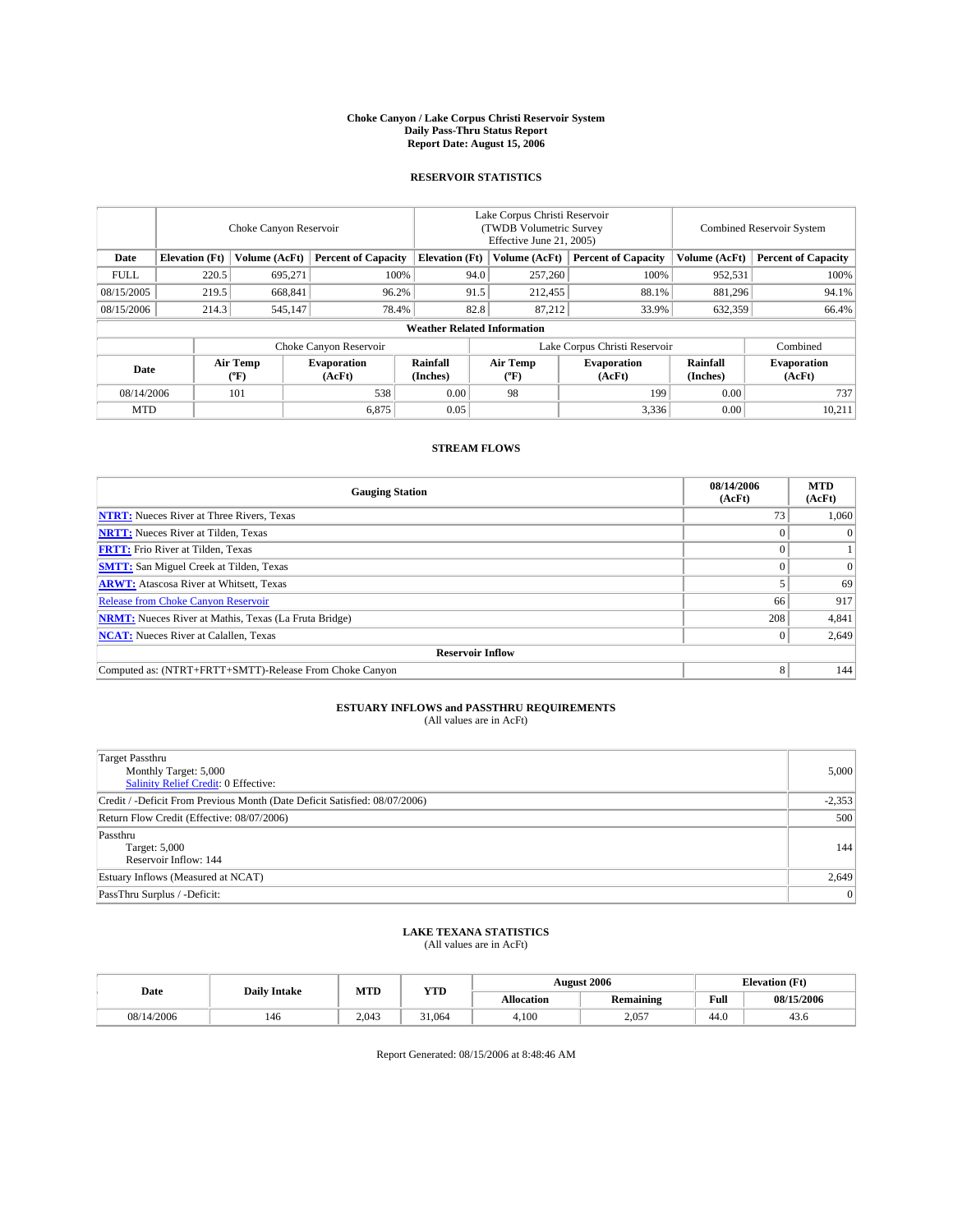# Choke Canyon / Lake Corpus Christi Reservoir System
## Daily Pass-Thru Status Report
### Report Date: August 15, 2006

### RESERVOIR STATISTICS

| | Choke Canyon Reservoir | | | Lake Corpus Christi Reservoir (TWDB Volumetric Survey Effective June 21, 2005) | | | Combined Reservoir System | |
|---|---|---|---|---|---|---|---|---|
| Date | Elevation (Ft) | Volume (AcFt) | Percent of Capacity | Elevation (Ft) | Volume (AcFt) | Percent of Capacity | Volume (AcFt) | Percent of Capacity |
| FULL | 220.5 | 695,271 | 100% | 94.0 | 257,260 | 100% | 952,531 | 100% |
| 08/15/2005 | 219.5 | 668,841 | 96.2% | 91.5 | 212,455 | 88.1% | 881,296 | 94.1% |
| 08/15/2006 | 214.3 | 545,147 | 78.4% | 82.8 | 87,212 | 33.9% | 632,359 | 66.4% |

**Weather Related Information**

| | Choke Canyon Reservoir | | | Lake Corpus Christi Reservoir | | | Combined |
|---|---|---|---|---|---|---|---|
| Date | Air Temp (ºF) | Evaporation (AcFt) | Rainfall (Inches) | Air Temp (ºF) | Evaporation (AcFt) | Rainfall (Inches) | Evaporation (AcFt) |
| 08/14/2006 | 101 | 538 | 0.00 | 98 | 199 | 0.00 | 737 |
| MTD | | 6,875 | 0.05 | | 3,336 | 0.00 | 10,211 |

### STREAM FLOWS

| Gauging Station | 08/14/2006 (AcFt) | MTD (AcFt) |
|---|---|---|
| **NTRT:** Nueces River at Three Rivers, Texas | 73 | 1,060 |
| **NRTT:** Nueces River at Tilden, Texas | 0 | 0 |
| **FRTT:** Frio River at Tilden, Texas | 0 | 1 |
| **SMTT:** San Miguel Creek at Tilden, Texas | 0 | 0 |
| **ARWT:** Atascosa River at Whitsett, Texas | 5 | 69 |
| Release from Choke Canyon Reservoir | 66 | 917 |
| **NRMT:** Nueces River at Mathis, Texas (La Fruta Bridge) | 208 | 4,841 |
| **NCAT:** Nueces River at Calallen, Texas | 0 | 2,649 |
| **Reservoir Inflow** | | |
| Computed as: (NTRT+FRTT+SMTT)-Release From Choke Canyon | 8 | 144 |

### ESTUARY INFLOWS and PASSTHRU REQUIREMENTS
(All values are in AcFt)

| | |
|---|---|
| Target Passthru<br>Monthly Target: 5,000<br>Salinity Relief Credit: 0 Effective: | 5,000 |
| Credit / -Deficit From Previous Month (Date Deficit Satisfied: 08/07/2006) | -2,353 |
| Return Flow Credit (Effective: 08/07/2006) | 500 |
| Passthru<br>Target: 5,000<br>Reservoir Inflow: 144 | 144 |
| Estuary Inflows (Measured at NCAT) | 2,649 |
| PassThru Surplus / -Deficit: | 0 |

### LAKE TEXANA STATISTICS
(All values are in AcFt)

| Date | Daily Intake | MTD | YTD | August 2006 | | Elevation (Ft) | |
|---|---|---|---|---|---|---|---|
| | | | | Allocation | Remaining | Full | 08/15/2006 |
| 08/14/2006 | 146 | 2,043 | 31,064 | 4,100 | 2,057 | 44.0 | 43.6 |

Report Generated: 08/15/2006 at 8:48:46 AM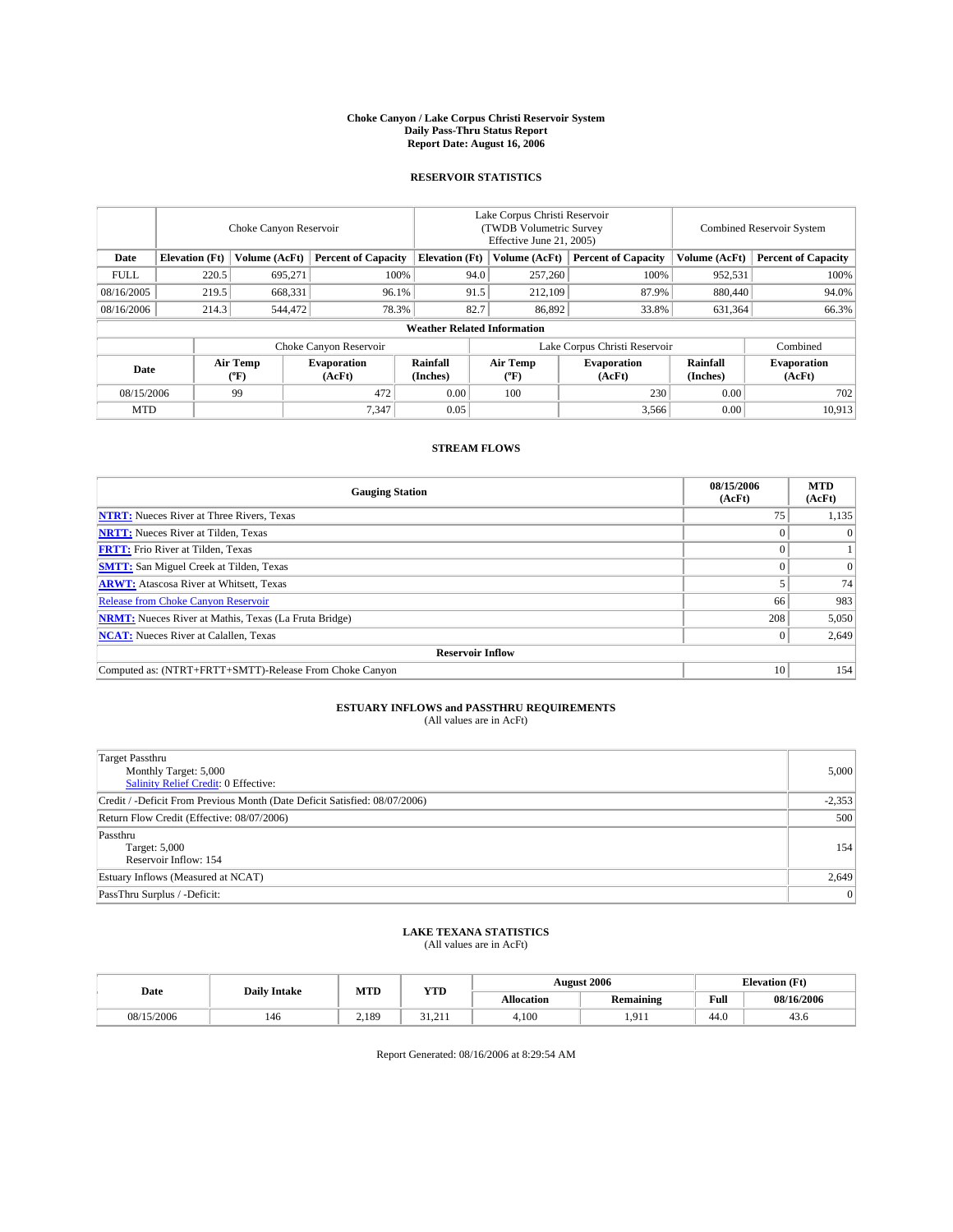# Choke Canyon / Lake Corpus Christi Reservoir System
## Daily Pass-Thru Status Report
## Report Date: August 16, 2006

### RESERVOIR STATISTICS

| | Choke Canyon Reservoir | | | Lake Corpus Christi Reservoir (TWDB Volumetric Survey Effective June 21, 2005) | | | Combined Reservoir System | |
|---|---|---|---|---|---|---|---|---|
| Date | Elevation (Ft) | Volume (AcFt) | Percent of Capacity | Elevation (Ft) | Volume (AcFt) | Percent of Capacity | Volume (AcFt) | Percent of Capacity |
| FULL | 220.5 | 695,271 | 100% | 94.0 | 257,260 | 100% | 952,531 | 100% |
| 08/16/2005 | 219.5 | 668,331 | 96.1% | 91.5 | 212,109 | 87.9% | 880,440 | 94.0% |
| 08/16/2006 | 214.3 | 544,472 | 78.3% | 82.7 | 86,892 | 33.8% | 631,364 | 66.3% |

**Weather Related Information**

| | Choke Canyon Reservoir | | | Lake Corpus Christi Reservoir | | | Combined |
|---|---|---|---|---|---|---|---|
| Date | Air Temp (ºF) | Evaporation (AcFt) | Rainfall (Inches) | Air Temp (ºF) | Evaporation (AcFt) | Rainfall (Inches) | Evaporation (AcFt) |
| 08/15/2006 | 99 | 472 | 0.00 | 100 | 230 | 0.00 | 702 |
| MTD | | 7,347 | 0.05 | | 3,566 | 0.00 | 10,913 |

### STREAM FLOWS

| Gauging Station | 08/15/2006 (AcFt) | MTD (AcFt) |
|---|---|---|
| **NTRT:** Nueces River at Three Rivers, Texas | 75 | 1,135 |
| **NRTT:** Nueces River at Tilden, Texas | 0 | 0 |
| **FRTT:** Frio River at Tilden, Texas | 0 | 1 |
| **SMTT:** San Miguel Creek at Tilden, Texas | 0 | 0 |
| **ARWT:** Atascosa River at Whitsett, Texas | 5 | 74 |
| Release from Choke Canyon Reservoir | 66 | 983 |
| **NRMT:** Nueces River at Mathis, Texas (La Fruta Bridge) | 208 | 5,050 |
| **NCAT:** Nueces River at Calallen, Texas | 0 | 2,649 |
| **Reservoir Inflow** | | |
| Computed as: (NTRT+FRTT+SMTT)-Release From Choke Canyon | 10 | 154 |

### ESTUARY INFLOWS and PASSTHRU REQUIREMENTS
(All values are in AcFt)

| | |
|---|---|
| Target Passthru<br>Monthly Target: 5,000<br>Salinity Relief Credit: 0 Effective: | 5,000 |
| Credit / -Deficit From Previous Month (Date Deficit Satisfied: 08/07/2006) | -2,353 |
| Return Flow Credit (Effective: 08/07/2006) | 500 |
| Passthru<br>Target: 5,000<br>Reservoir Inflow: 154 | 154 |
| Estuary Inflows (Measured at NCAT) | 2,649 |
| PassThru Surplus / -Deficit: | 0 |

### LAKE TEXANA STATISTICS
(All values are in AcFt)

| Date | Daily Intake | MTD | YTD | August 2006 | | Elevation (Ft) | |
|---|---|---|---|---|---|---|---|
| | | | | Allocation | Remaining | Full | 08/16/2006 |
| 08/15/2006 | 146 | 2,189 | 31,211 | 4,100 | 1,911 | 44.0 | 43.6 |

Report Generated: 08/16/2006 at 8:29:54 AM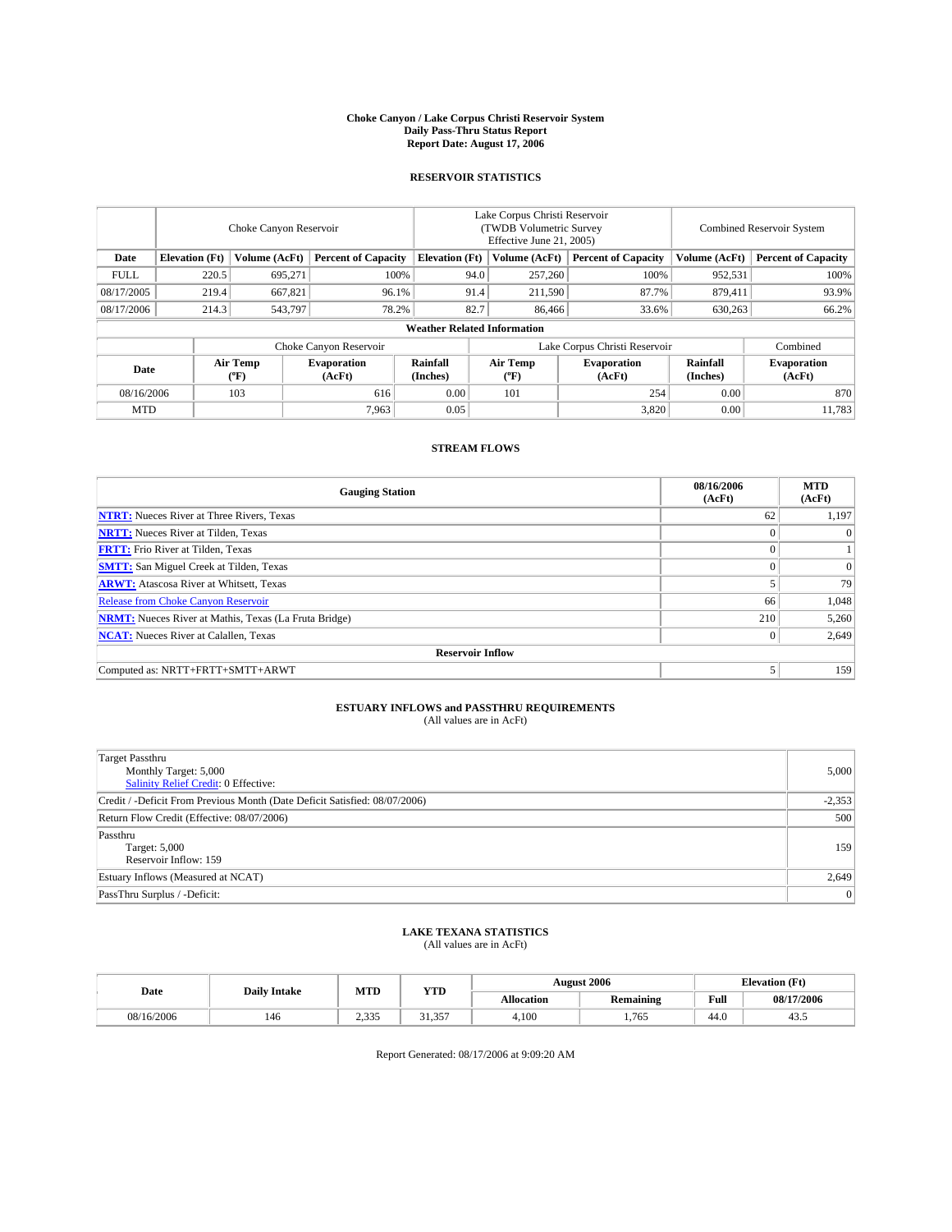# Choke Canyon / Lake Corpus Christi Reservoir System
## Daily Pass-Thru Status Report
### Report Date: August 17, 2006

## RESERVOIR STATISTICS

| | Choke Canyon Reservoir | | | Lake Corpus Christi Reservoir (TWDB Volumetric Survey Effective June 21, 2005) | | | Combined Reservoir System | |
|---|---|---|---|---|---|---|---|---|
| Date | Elevation (Ft) | Volume (AcFt) | Percent of Capacity | Elevation (Ft) | Volume (AcFt) | Percent of Capacity | Volume (AcFt) | Percent of Capacity |
| FULL | 220.5 | 695,271 | 100% | 94.0 | 257,260 | 100% | 952,531 | 100% |
| 08/17/2005 | 219.4 | 667,821 | 96.1% | 91.4 | 211,590 | 87.7% | 879,411 | 93.9% |
| 08/17/2006 | 214.3 | 543,797 | 78.2% | 82.7 | 86,466 | 33.6% | 630,263 | 66.2% |

**Weather Related Information**

| | Choke Canyon Reservoir | | | Lake Corpus Christi Reservoir | | | Combined |
|---|---|---|---|---|---|---|---|
| Date | Air Temp (ºF) | Evaporation (AcFt) | Rainfall (Inches) | Air Temp (ºF) | Evaporation (AcFt) | Rainfall (Inches) | Evaporation (AcFt) |
| 08/16/2006 | 103 | 616 | 0.00 | 101 | 254 | 0.00 | 870 |
| MTD | | 7,963 | 0.05 | | 3,820 | 0.00 | 11,783 |

## STREAM FLOWS

| Gauging Station | 08/16/2006 (AcFt) | MTD (AcFt) |
|---|---|---|
| **NTRT:** Nueces River at Three Rivers, Texas | 62 | 1,197 |
| **NRTT:** Nueces River at Tilden, Texas | 0 | 0 |
| **FRTT:** Frio River at Tilden, Texas | 0 | 1 |
| **SMTT:** San Miguel Creek at Tilden, Texas | 0 | 0 |
| **ARWT:** Atascosa River at Whitsett, Texas | 5 | 79 |
| Release from Choke Canyon Reservoir | 66 | 1,048 |
| **NRMT:** Nueces River at Mathis, Texas (La Fruta Bridge) | 210 | 5,260 |
| **NCAT:** Nueces River at Calallen, Texas | 0 | 2,649 |
| **Reservoir Inflow** | | |
| Computed as: NRTT+FRTT+SMTT+ARWT | 5 | 159 |

## ESTUARY INFLOWS and PASSTHRU REQUIREMENTS
(All values are in AcFt)

| | |
|---|---|
| Target Passthru<br>Monthly Target: 5,000<br>Salinity Relief Credit: 0 Effective: | 5,000 |
| Credit / -Deficit From Previous Month (Date Deficit Satisfied: 08/07/2006) | -2,353 |
| Return Flow Credit (Effective: 08/07/2006) | 500 |
| Passthru<br>Target: 5,000<br>Reservoir Inflow: 159 | 159 |
| Estuary Inflows (Measured at NCAT) | 2,649 |
| PassThru Surplus / -Deficit: | 0 |

## LAKE TEXANA STATISTICS
(All values are in AcFt)

| Date | Daily Intake | MTD | YTD | August 2006 | | Elevation (Ft) | |
|---|---|---|---|---|---|---|---|
| | | | | Allocation | Remaining | Full | 08/17/2006 |
| 08/16/2006 | 146 | 2,335 | 31,357 | 4,100 | 1,765 | 44.0 | 43.5 |

Report Generated: 08/17/2006 at 9:09:20 AM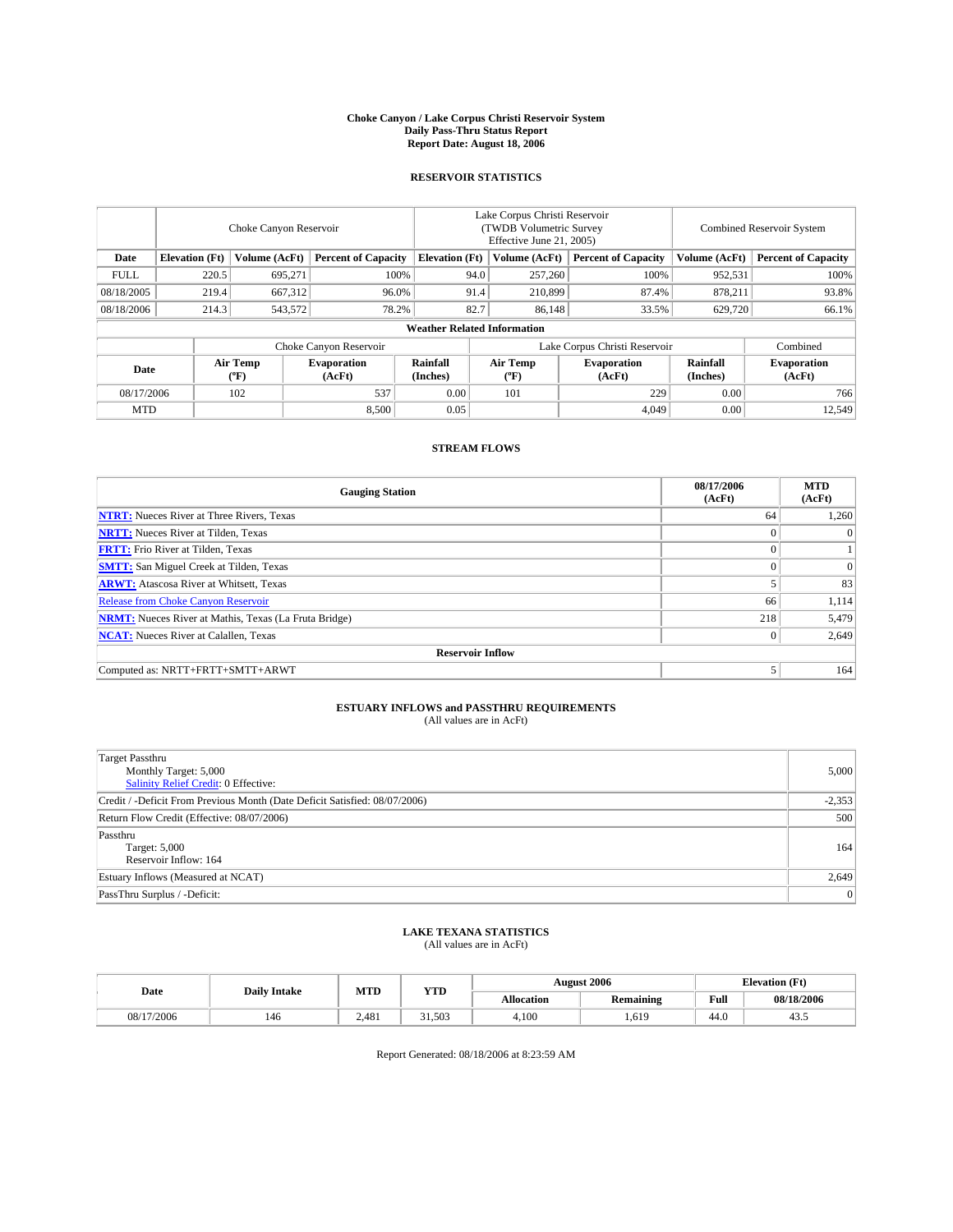# Choke Canyon / Lake Corpus Christi Reservoir System
## Daily Pass-Thru Status Report
### Report Date: August 18, 2006

## RESERVOIR STATISTICS

| | Choke Canyon Reservoir | | | Lake Corpus Christi Reservoir (TWDB Volumetric Survey Effective June 21, 2005) | | | Combined Reservoir System | |
|---|---|---|---|---|---|---|---|---|
| Date | Elevation (Ft) | Volume (AcFt) | Percent of Capacity | Elevation (Ft) | Volume (AcFt) | Percent of Capacity | Volume (AcFt) | Percent of Capacity |
| FULL | 220.5 | 695,271 | 100% | 94.0 | 257,260 | 100% | 952,531 | 100% |
| 08/18/2005 | 219.4 | 667,312 | 96.0% | 91.4 | 210,899 | 87.4% | 878,211 | 93.8% |
| 08/18/2006 | 214.3 | 543,572 | 78.2% | 82.7 | 86,148 | 33.5% | 629,720 | 66.1% |

**Weather Related Information**

| | Choke Canyon Reservoir | | | Lake Corpus Christi Reservoir | | | Combined |
|---|---|---|---|---|---|---|---|
| Date | Air Temp (ºF) | Evaporation (AcFt) | Rainfall (Inches) | Air Temp (ºF) | Evaporation (AcFt) | Rainfall (Inches) | Evaporation (AcFt) |
| 08/17/2006 | 102 | 537 | 0.00 | 101 | 229 | 0.00 | 766 |
| MTD | | 8,500 | 0.05 | | 4,049 | 0.00 | 12,549 |

## STREAM FLOWS

| Gauging Station | 08/17/2006 (AcFt) | MTD (AcFt) |
|---|---|---|
| NTRT: Nueces River at Three Rivers, Texas | 64 | 1,260 |
| NRTT: Nueces River at Tilden, Texas | 0 | 0 |
| FRTT: Frio River at Tilden, Texas | 0 | 1 |
| SMTT: San Miguel Creek at Tilden, Texas | 0 | 0 |
| ARWT: Atascosa River at Whitsett, Texas | 5 | 83 |
| Release from Choke Canyon Reservoir | 66 | 1,114 |
| NRMT: Nueces River at Mathis, Texas (La Fruta Bridge) | 218 | 5,479 |
| NCAT: Nueces River at Calallen, Texas | 0 | 2,649 |
| **Reservoir Inflow** | | |
| Computed as: NRTT+FRTT+SMTT+ARWT | 5 | 164 |

## ESTUARY INFLOWS and PASSTHRU REQUIREMENTS
(All values are in AcFt)

| | |
|---|---|
| Target Passthru<br>Monthly Target: 5,000<br>Salinity Relief Credit: 0 Effective: | 5,000 |
| Credit / -Deficit From Previous Month (Date Deficit Satisfied: 08/07/2006) | -2,353 |
| Return Flow Credit (Effective: 08/07/2006) | 500 |
| Passthru<br>Target: 5,000<br>Reservoir Inflow: 164 | 164 |
| Estuary Inflows (Measured at NCAT) | 2,649 |
| PassThru Surplus / -Deficit: | 0 |

## LAKE TEXANA STATISTICS
(All values are in AcFt)

| Date | Daily Intake | MTD | YTD | August 2006 | | Elevation (Ft) | |
|---|---|---|---|---|---|---|---|
| | | | | Allocation | Remaining | Full | 08/18/2006 |
| 08/17/2006 | 146 | 2,481 | 31,503 | 4,100 | 1,619 | 44.0 | 43.5 |

Report Generated: 08/18/2006 at 8:23:59 AM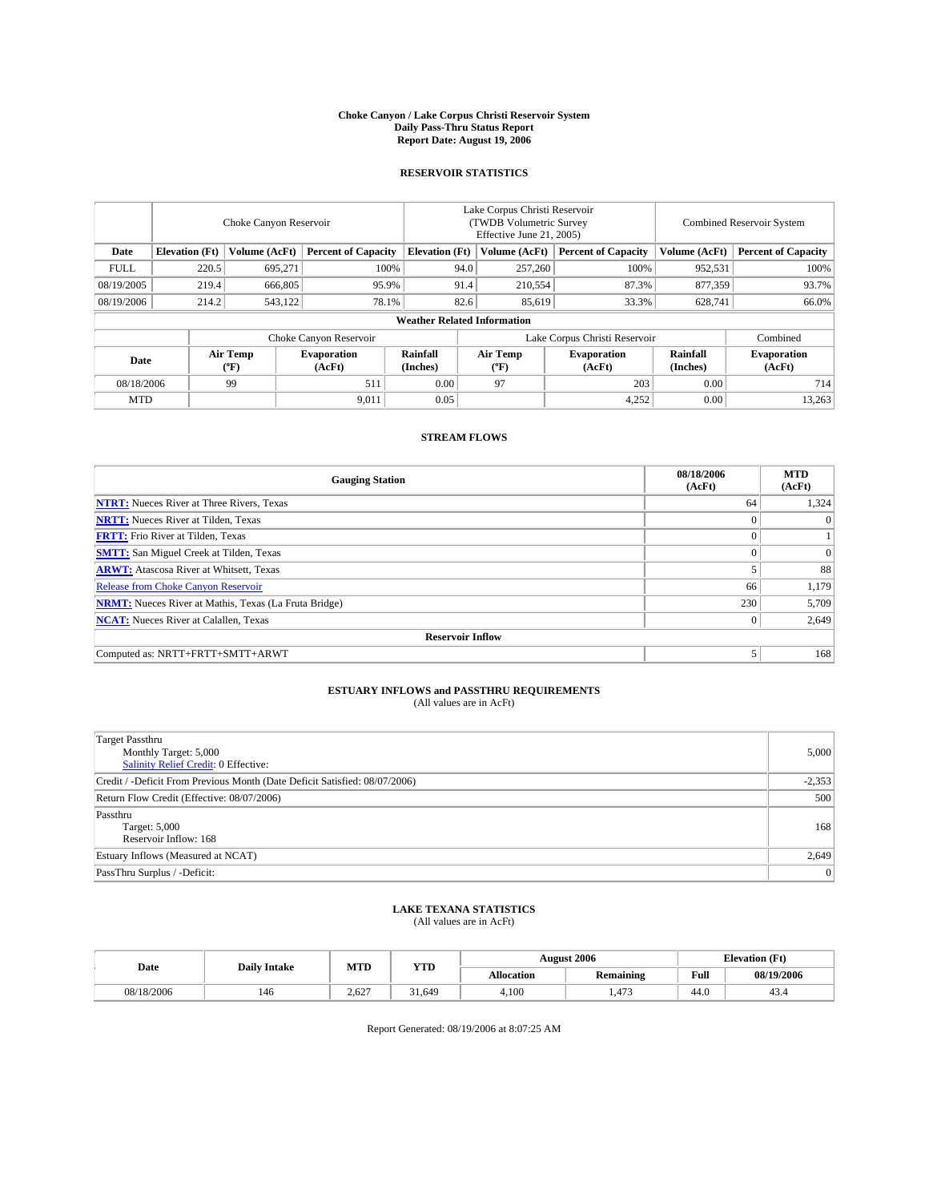# Choke Canyon / Lake Corpus Christi Reservoir System
## Daily Pass-Thru Status Report
### Report Date: August 19, 2006

## RESERVOIR STATISTICS

| | Choke Canyon Reservoir | | | Lake Corpus Christi Reservoir (TWDB Volumetric Survey Effective June 21, 2005) | | | Combined Reservoir System | |
|---|---|---|---|---|---|---|---|---|
| Date | Elevation (Ft) | Volume (AcFt) | Percent of Capacity | Elevation (Ft) | Volume (AcFt) | Percent of Capacity | Volume (AcFt) | Percent of Capacity |
| FULL | 220.5 | 695,271 | 100% | 94.0 | 257,260 | 100% | 952,531 | 100% |
| 08/19/2005 | 219.4 | 666,805 | 95.9% | 91.4 | 210,554 | 87.3% | 877,359 | 93.7% |
| 08/19/2006 | 214.2 | 543,122 | 78.1% | 82.6 | 85,619 | 33.3% | 628,741 | 66.0% |

**Weather Related Information**

| | Choke Canyon Reservoir | | | Lake Corpus Christi Reservoir | | | Combined |
|---|---|---|---|---|---|---|---|
| Date | Air Temp (ºF) | Evaporation (AcFt) | Rainfall (Inches) | Air Temp (ºF) | Evaporation (AcFt) | Rainfall (Inches) | Evaporation (AcFt) |
| 08/18/2006 | 99 | 511 | 0.00 | 97 | 203 | 0.00 | 714 |
| MTD | | 9,011 | 0.05 | | 4,252 | 0.00 | 13,263 |

## STREAM FLOWS

| Gauging Station | 08/18/2006 (AcFt) | MTD (AcFt) |
|---|---|---|
| **NTRT:** Nueces River at Three Rivers, Texas | 64 | 1,324 |
| **NRTT:** Nueces River at Tilden, Texas | 0 | 0 |
| **FRTT:** Frio River at Tilden, Texas | 0 | 1 |
| **SMTT:** San Miguel Creek at Tilden, Texas | 0 | 0 |
| **ARWT:** Atascosa River at Whitsett, Texas | 5 | 88 |
| Release from Choke Canyon Reservoir | 66 | 1,179 |
| **NRMT:** Nueces River at Mathis, Texas (La Fruta Bridge) | 230 | 5,709 |
| **NCAT:** Nueces River at Calallen, Texas | 0 | 2,649 |
| **Reservoir Inflow** | | |
| Computed as: NRTT+FRTT+SMTT+ARWT | 5 | 168 |

## ESTUARY INFLOWS and PASSTHRU REQUIREMENTS
(All values are in AcFt)

| | |
|---|---|
| Target Passthru<br>Monthly Target: 5,000<br>Salinity Relief Credit: 0 Effective: | 5,000 |
| Credit / -Deficit From Previous Month (Date Deficit Satisfied: 08/07/2006) | -2,353 |
| Return Flow Credit (Effective: 08/07/2006) | 500 |
| Passthru<br>Target: 5,000<br>Reservoir Inflow: 168 | 168 |
| Estuary Inflows (Measured at NCAT) | 2,649 |
| PassThru Surplus / -Deficit: | 0 |

## LAKE TEXANA STATISTICS
(All values are in AcFt)

| Date | Daily Intake | MTD | YTD | August 2006 | | Elevation (Ft) | |
|---|---|---|---|---|---|---|---|
| | | | | Allocation | Remaining | Full | 08/19/2006 |
| 08/18/2006 | 146 | 2,627 | 31,649 | 4,100 | 1,473 | 44.0 | 43.4 |

Report Generated: 08/19/2006 at 8:07:25 AM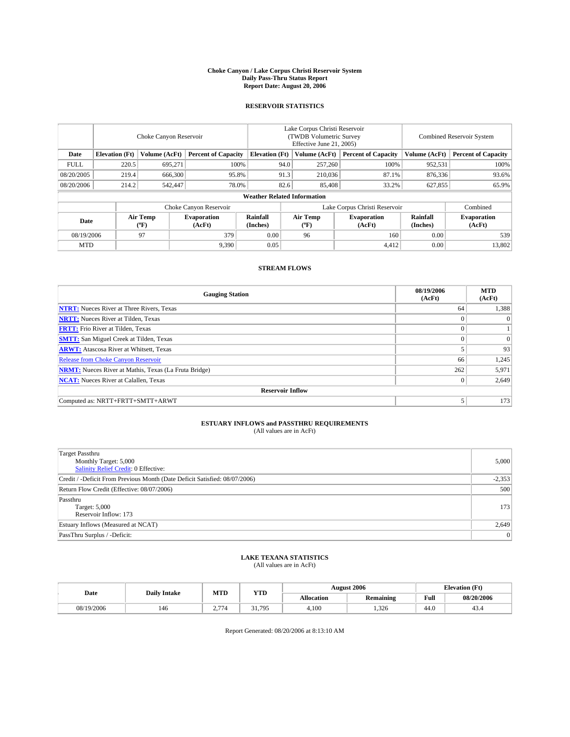**Choke Canyon / Lake Corpus Christi Reservoir System**
**Daily Pass-Thru Status Report**
**Report Date: August 20, 2006**

## RESERVOIR STATISTICS

| | Choke Canyon Reservoir | | | Lake Corpus Christi Reservoir (TWDB Volumetric Survey Effective June 21, 2005) | | | Combined Reservoir System | |
|---|---|---|---|---|---|---|---|---|
| **Date** | **Elevation (Ft)** | **Volume (AcFt)** | **Percent of Capacity** | **Elevation (Ft)** | **Volume (AcFt)** | **Percent of Capacity** | **Volume (AcFt)** | **Percent of Capacity** |
| FULL | 220.5 | 695,271 | 100% | 94.0 | 257,260 | 100% | 952,531 | 100% |
| 08/20/2005 | 219.4 | 666,300 | 95.8% | 91.3 | 210,036 | 87.1% | 876,336 | 93.6% |
| 08/20/2006 | 214.2 | 542,447 | 78.0% | 82.6 | 85,408 | 33.2% | 627,855 | 65.9% |

**Weather Related Information**

| | Choke Canyon Reservoir | | | Lake Corpus Christi Reservoir | | | Combined |
|---|---|---|---|---|---|---|---|
| **Date** | **Air Temp (ºF)** | **Evaporation (AcFt)** | **Rainfall (Inches)** | **Air Temp (ºF)** | **Evaporation (AcFt)** | **Rainfall (Inches)** | **Evaporation (AcFt)** |
| 08/19/2006 | 97 | 379 | 0.00 | 96 | 160 | 0.00 | 539 |
| MTD | | 9,390 | 0.05 | | 4,412 | 0.00 | 13,802 |

## STREAM FLOWS

| Gauging Station | 08/19/2006 (AcFt) | MTD (AcFt) |
|---|---|---|
| **NTRT:** Nueces River at Three Rivers, Texas | 64 | 1,388 |
| **NRTT:** Nueces River at Tilden, Texas | 0 | 0 |
| **FRTT:** Frio River at Tilden, Texas | 0 | 1 |
| **SMTT:** San Miguel Creek at Tilden, Texas | 0 | 0 |
| **ARWT:** Atascosa River at Whitsett, Texas | 5 | 93 |
| Release from Choke Canyon Reservoir | 66 | 1,245 |
| **NRMT:** Nueces River at Mathis, Texas (La Fruta Bridge) | 262 | 5,971 |
| **NCAT:** Nueces River at Calallen, Texas | 0 | 2,649 |
| **Reservoir Inflow** | | |
| Computed as: NRTT+FRTT+SMTT+ARWT | 5 | 173 |

## ESTUARY INFLOWS and PASSTHRU REQUIREMENTS
(All values are in AcFt)

| | |
|---|---|
| Target Passthru<br>Monthly Target: 5,000<br>Salinity Relief Credit: 0 Effective: | 5,000 |
| Credit / -Deficit From Previous Month (Date Deficit Satisfied: 08/07/2006) | -2,353 |
| Return Flow Credit (Effective: 08/07/2006) | 500 |
| Passthru<br>Target: 5,000<br>Reservoir Inflow: 173 | 173 |
| Estuary Inflows (Measured at NCAT) | 2,649 |
| PassThru Surplus / -Deficit: | 0 |

## LAKE TEXANA STATISTICS
(All values are in AcFt)

| Date | Daily Intake | MTD | YTD | August 2006 | | Elevation (Ft) | |
|---|---|---|---|---|---|---|---|
| | | | | **Allocation** | **Remaining** | **Full** | **08/20/2006** |
| 08/19/2006 | 146 | 2,774 | 31,795 | 4,100 | 1,326 | 44.0 | 43.4 |

Report Generated: 08/20/2006 at 8:13:10 AM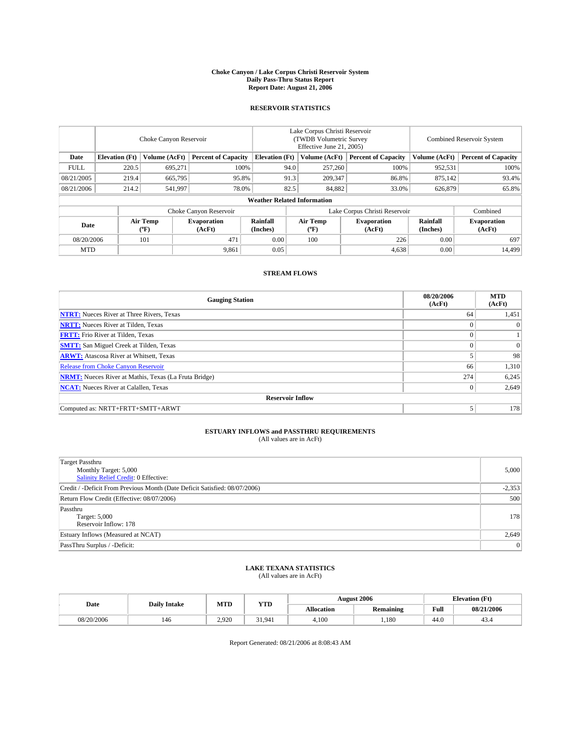# Choke Canyon / Lake Corpus Christi Reservoir System
## Daily Pass-Thru Status Report
## Report Date: August 21, 2006

### RESERVOIR STATISTICS

| | Choke Canyon Reservoir | | | Lake Corpus Christi Reservoir (TWDB Volumetric Survey Effective June 21, 2005) | | | Combined Reservoir System | |
|---|---|---|---|---|---|---|---|---|
| Date | Elevation (Ft) | Volume (AcFt) | Percent of Capacity | Elevation (Ft) | Volume (AcFt) | Percent of Capacity | Volume (AcFt) | Percent of Capacity |
| FULL | 220.5 | 695,271 | 100% | 94.0 | 257,260 | 100% | 952,531 | 100% |
| 08/21/2005 | 219.4 | 665,795 | 95.8% | 91.3 | 209,347 | 86.8% | 875,142 | 93.4% |
| 08/21/2006 | 214.2 | 541,997 | 78.0% | 82.5 | 84,882 | 33.0% | 626,879 | 65.8% |

**Weather Related Information**

| | Choke Canyon Reservoir | | | Lake Corpus Christi Reservoir | | | Combined |
|---|---|---|---|---|---|---|---|
| Date | Air Temp (ºF) | Evaporation (AcFt) | Rainfall (Inches) | Air Temp (ºF) | Evaporation (AcFt) | Rainfall (Inches) | Evaporation (AcFt) |
| 08/20/2006 | 101 | 471 | 0.00 | 100 | 226 | 0.00 | 697 |
| MTD | | 9,861 | 0.05 | | 4,638 | 0.00 | 14,499 |

### STREAM FLOWS

| Gauging Station | 08/20/2006 (AcFt) | MTD (AcFt) |
|---|---|---|
| **NTRT:** Nueces River at Three Rivers, Texas | 64 | 1,451 |
| **NRTT:** Nueces River at Tilden, Texas | 0 | 0 |
| **FRTT:** Frio River at Tilden, Texas | 0 | 1 |
| **SMTT:** San Miguel Creek at Tilden, Texas | 0 | 0 |
| **ARWT:** Atascosa River at Whitsett, Texas | 5 | 98 |
| Release from Choke Canyon Reservoir | 66 | 1,310 |
| **NRMT:** Nueces River at Mathis, Texas (La Fruta Bridge) | 274 | 6,245 |
| **NCAT:** Nueces River at Calallen, Texas | 0 | 2,649 |
| **Reservoir Inflow** | | |
| Computed as: NRTT+FRTT+SMTT+ARWT | 5 | 178 |

### ESTUARY INFLOWS and PASSTHRU REQUIREMENTS
(All values are in AcFt)

| | |
|---|---|
| Target Passthru<br>Monthly Target: 5,000<br>Salinity Relief Credit: 0 Effective: | 5,000 |
| Credit / -Deficit From Previous Month (Date Deficit Satisfied: 08/07/2006) | -2,353 |
| Return Flow Credit (Effective: 08/07/2006) | 500 |
| Passthru<br>Target: 5,000<br>Reservoir Inflow: 178 | 178 |
| Estuary Inflows (Measured at NCAT) | 2,649 |
| PassThru Surplus / -Deficit: | 0 |

### LAKE TEXANA STATISTICS
(All values are in AcFt)

| Date | Daily Intake | MTD | YTD | August 2006 | | Elevation (Ft) | |
|---|---|---|---|---|---|---|---|
| | | | | Allocation | Remaining | Full | 08/21/2006 |
| 08/20/2006 | 146 | 2,920 | 31,941 | 4,100 | 1,180 | 44.0 | 43.4 |

Report Generated: 08/21/2006 at 8:08:43 AM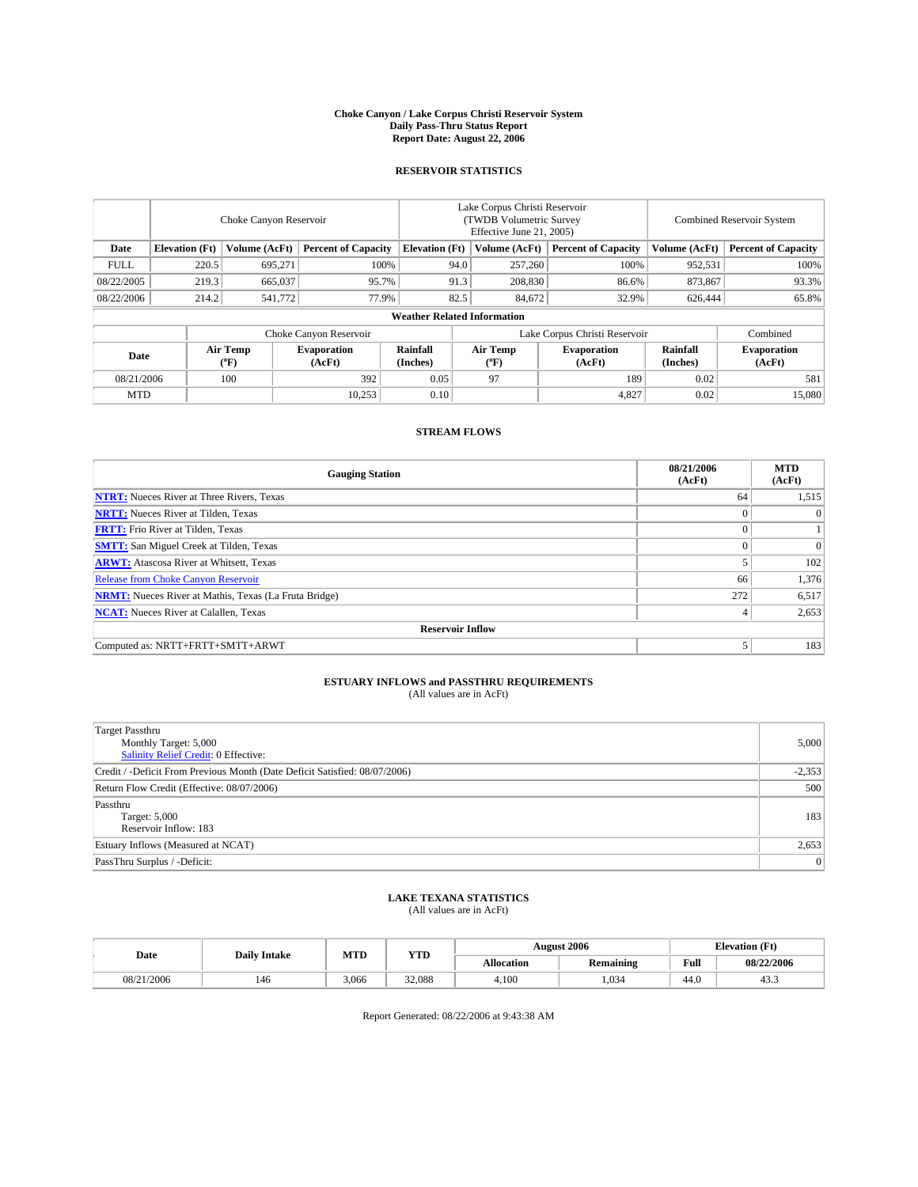# Choke Canyon / Lake Corpus Christi Reservoir System
## Daily Pass-Thru Status Report
## Report Date: August 22, 2006

### RESERVOIR STATISTICS

| | Choke Canyon Reservoir | | | Lake Corpus Christi Reservoir (TWDB Volumetric Survey Effective June 21, 2005) | | | Combined Reservoir System | |
|---|---|---|---|---|---|---|---|---|
| **Date** | **Elevation (Ft)** | **Volume (AcFt)** | **Percent of Capacity** | **Elevation (Ft)** | **Volume (AcFt)** | **Percent of Capacity** | **Volume (AcFt)** | **Percent of Capacity** |
| FULL | 220.5 | 695,271 | 100% | 94.0 | 257,260 | 100% | 952,531 | 100% |
| 08/22/2005 | 219.3 | 665,037 | 95.7% | 91.3 | 208,830 | 86.6% | 873,867 | 93.3% |
| 08/22/2006 | 214.2 | 541,772 | 77.9% | 82.5 | 84,672 | 32.9% | 626,444 | 65.8% |

**Weather Related Information**

| | Choke Canyon Reservoir | | | Lake Corpus Christi Reservoir | | | Combined |
|---|---|---|---|---|---|---|---|
| **Date** | **Air Temp (ºF)** | **Evaporation (AcFt)** | **Rainfall (Inches)** | **Air Temp (ºF)** | **Evaporation (AcFt)** | **Rainfall (Inches)** | **Evaporation (AcFt)** |
| 08/21/2006 | 100 | 392 | 0.05 | 97 | 189 | 0.02 | 581 |
| MTD | | 10,253 | 0.10 | | 4,827 | 0.02 | 15,080 |

### STREAM FLOWS

| Gauging Station | 08/21/2006 (AcFt) | MTD (AcFt) |
|---|---|---|
| **NTRT:** Nueces River at Three Rivers, Texas | 64 | 1,515 |
| **NRTT:** Nueces River at Tilden, Texas | 0 | 0 |
| **FRTT:** Frio River at Tilden, Texas | 0 | 1 |
| **SMTT:** San Miguel Creek at Tilden, Texas | 0 | 0 |
| **ARWT:** Atascosa River at Whitsett, Texas | 5 | 102 |
| Release from Choke Canyon Reservoir | 66 | 1,376 |
| **NRMT:** Nueces River at Mathis, Texas (La Fruta Bridge) | 272 | 6,517 |
| **NCAT:** Nueces River at Calallen, Texas | 4 | 2,653 |
| **Reservoir Inflow** | | |
| Computed as: NRTT+FRTT+SMTT+ARWT | 5 | 183 |

### ESTUARY INFLOWS and PASSTHRU REQUIREMENTS
(All values are in AcFt)

| | |
|---|---|
| Target Passthru<br>Monthly Target: 5,000<br>Salinity Relief Credit: 0 Effective: | 5,000 |
| Credit / -Deficit From Previous Month (Date Deficit Satisfied: 08/07/2006) | -2,353 |
| Return Flow Credit (Effective: 08/07/2006) | 500 |
| Passthru<br>Target: 5,000<br>Reservoir Inflow: 183 | 183 |
| Estuary Inflows (Measured at NCAT) | 2,653 |
| PassThru Surplus / -Deficit: | 0 |

### LAKE TEXANA STATISTICS
(All values are in AcFt)

| Date | Daily Intake | MTD | YTD | August 2006 | | Elevation (Ft) | |
|---|---|---|---|---|---|---|---|
| | | | | **Allocation** | **Remaining** | **Full** | **08/22/2006** |
| 08/21/2006 | 146 | 3,066 | 32,088 | 4,100 | 1,034 | 44.0 | 43.3 |

Report Generated: 08/22/2006 at 9:43:38 AM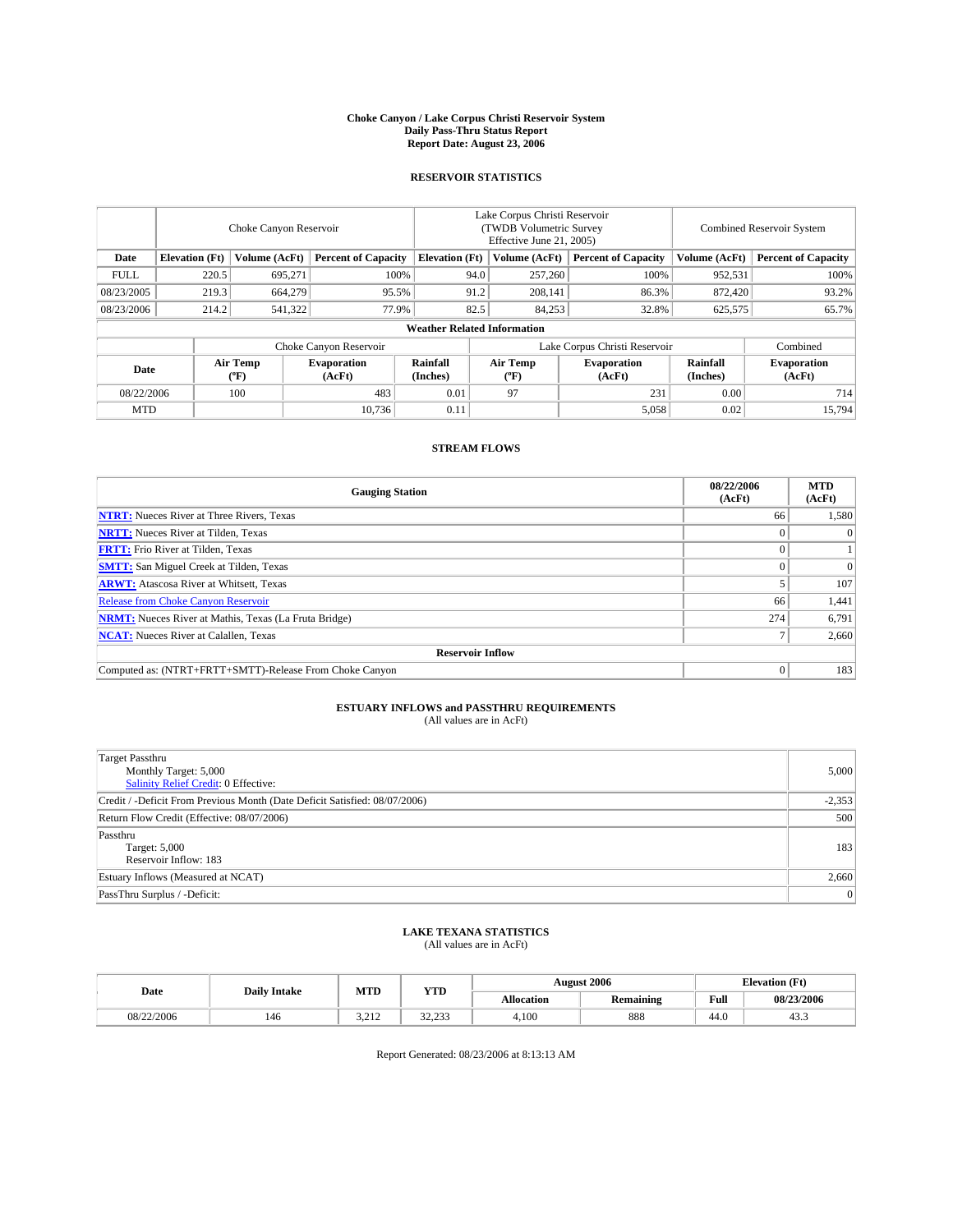# Choke Canyon / Lake Corpus Christi Reservoir System
## Daily Pass-Thru Status Report
### Report Date: August 23, 2006

## RESERVOIR STATISTICS

| | Choke Canyon Reservoir | | | Lake Corpus Christi Reservoir (TWDB Volumetric Survey Effective June 21, 2005) | | | Combined Reservoir System | |
|---|---|---|---|---|---|---|---|---|
| Date | Elevation (Ft) | Volume (AcFt) | Percent of Capacity | Elevation (Ft) | Volume (AcFt) | Percent of Capacity | Volume (AcFt) | Percent of Capacity |
| FULL | 220.5 | 695,271 | 100% | 94.0 | 257,260 | 100% | 952,531 | 100% |
| 08/23/2005 | 219.3 | 664,279 | 95.5% | 91.2 | 208,141 | 86.3% | 872,420 | 93.2% |
| 08/23/2006 | 214.2 | 541,322 | 77.9% | 82.5 | 84,253 | 32.8% | 625,575 | 65.7% |

**Weather Related Information**

| | Choke Canyon Reservoir | | | Lake Corpus Christi Reservoir | | | Combined |
|---|---|---|---|---|---|---|---|
| Date | Air Temp (ºF) | Evaporation (AcFt) | Rainfall (Inches) | Air Temp (ºF) | Evaporation (AcFt) | Rainfall (Inches) | Evaporation (AcFt) |
| 08/22/2006 | 100 | 483 | 0.01 | 97 | 231 | 0.00 | 714 |
| MTD | | 10,736 | 0.11 | | 5,058 | 0.02 | 15,794 |

## STREAM FLOWS

| Gauging Station | 08/22/2006 (AcFt) | MTD (AcFt) |
|---|---|---|
| **NTRT:** Nueces River at Three Rivers, Texas | 66 | 1,580 |
| **NRTT:** Nueces River at Tilden, Texas | 0 | 0 |
| **FRTT:** Frio River at Tilden, Texas | 0 | 1 |
| **SMTT:** San Miguel Creek at Tilden, Texas | 0 | 0 |
| **ARWT:** Atascosa River at Whitsett, Texas | 5 | 107 |
| Release from Choke Canyon Reservoir | 66 | 1,441 |
| **NRMT:** Nueces River at Mathis, Texas (La Fruta Bridge) | 274 | 6,791 |
| **NCAT:** Nueces River at Calallen, Texas | 7 | 2,660 |
| **Reservoir Inflow** | | |
| Computed as: (NTRT+FRTT+SMTT)-Release From Choke Canyon | 0 | 183 |

## ESTUARY INFLOWS and PASSTHRU REQUIREMENTS
(All values are in AcFt)

| | |
|---|---|
| Target Passthru<br>Monthly Target: 5,000<br>Salinity Relief Credit: 0 Effective: | 5,000 |
| Credit / -Deficit From Previous Month (Date Deficit Satisfied: 08/07/2006) | -2,353 |
| Return Flow Credit (Effective: 08/07/2006) | 500 |
| Passthru<br>Target: 5,000<br>Reservoir Inflow: 183 | 183 |
| Estuary Inflows (Measured at NCAT) | 2,660 |
| PassThru Surplus / -Deficit: | 0 |

## LAKE TEXANA STATISTICS
(All values are in AcFt)

| Date | Daily Intake | MTD | YTD | August 2006 | | Elevation (Ft) | |
|---|---|---|---|---|---|---|---|
| | | | | Allocation | Remaining | Full | 08/23/2006 |
| 08/22/2006 | 146 | 3,212 | 32,233 | 4,100 | 888 | 44.0 | 43.3 |

Report Generated: 08/23/2006 at 8:13:13 AM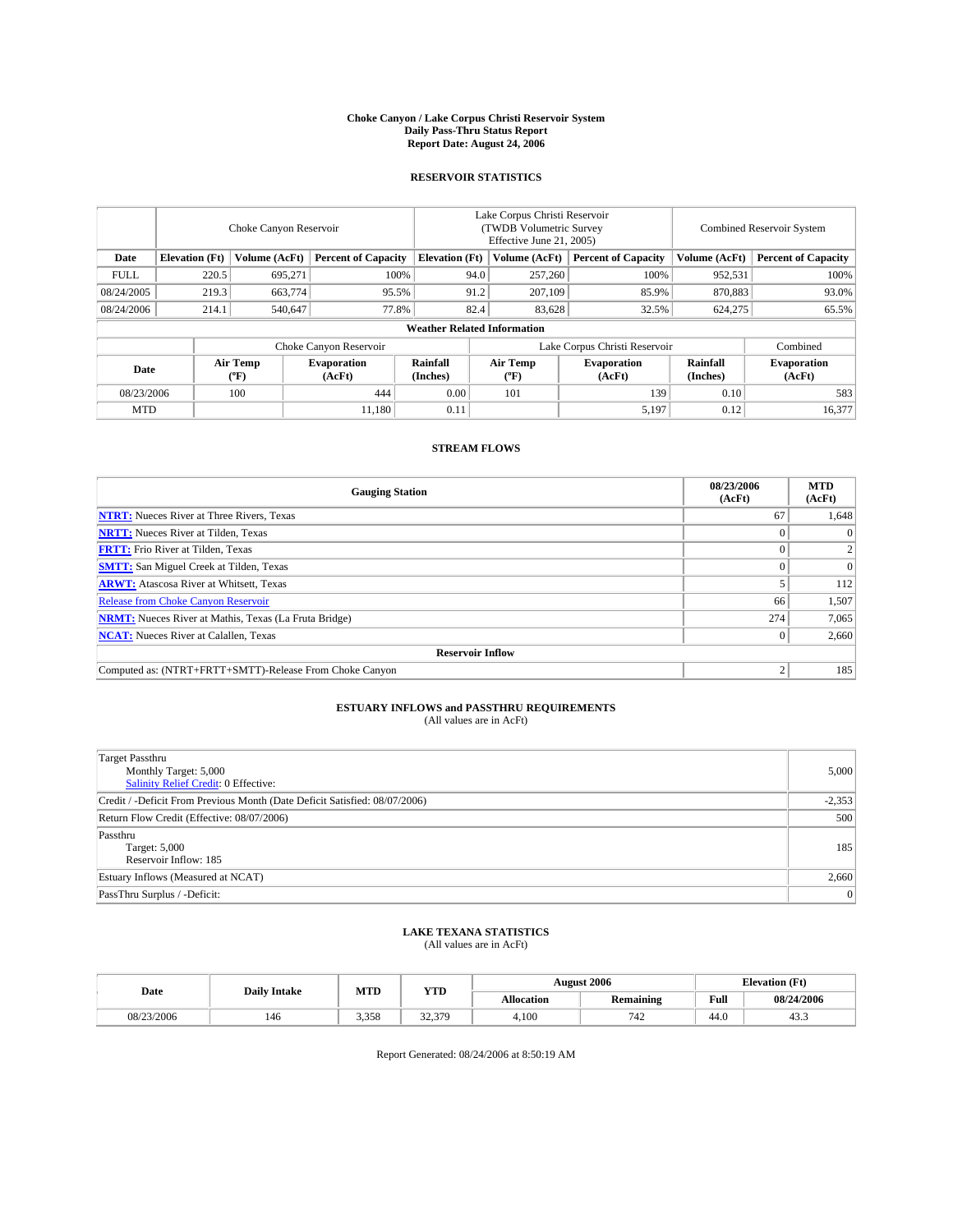**Choke Canyon / Lake Corpus Christi Reservoir System**
**Daily Pass-Thru Status Report**
**Report Date: August 24, 2006**

## RESERVOIR STATISTICS

| | Choke Canyon Reservoir | | | Lake Corpus Christi Reservoir (TWDB Volumetric Survey Effective June 21, 2005) | | | Combined Reservoir System | |
|---|---|---|---|---|---|---|---|---|
| **Date** | **Elevation (Ft)** | **Volume (AcFt)** | **Percent of Capacity** | **Elevation (Ft)** | **Volume (AcFt)** | **Percent of Capacity** | **Volume (AcFt)** | **Percent of Capacity** |
| FULL | 220.5 | 695,271 | 100% | 94.0 | 257,260 | 100% | 952,531 | 100% |
| 08/24/2005 | 219.3 | 663,774 | 95.5% | 91.2 | 207,109 | 85.9% | 870,883 | 93.0% |
| 08/24/2006 | 214.1 | 540,647 | 77.8% | 82.4 | 83,628 | 32.5% | 624,275 | 65.5% |

**Weather Related Information**

| | Choke Canyon Reservoir | | | Lake Corpus Christi Reservoir | | | Combined |
|---|---|---|---|---|---|---|---|
| **Date** | **Air Temp (ºF)** | **Evaporation (AcFt)** | **Rainfall (Inches)** | **Air Temp (ºF)** | **Evaporation (AcFt)** | **Rainfall (Inches)** | **Evaporation (AcFt)** |
| 08/23/2006 | 100 | 444 | 0.00 | 101 | 139 | 0.10 | 583 |
| MTD | | 11,180 | 0.11 | | 5,197 | 0.12 | 16,377 |

## STREAM FLOWS

| Gauging Station | 08/23/2006 (AcFt) | MTD (AcFt) |
|---|---|---|
| **NTRT:** Nueces River at Three Rivers, Texas | 67 | 1,648 |
| **NRTT:** Nueces River at Tilden, Texas | 0 | 0 |
| **FRTT:** Frio River at Tilden, Texas | 0 | 2 |
| **SMTT:** San Miguel Creek at Tilden, Texas | 0 | 0 |
| **ARWT:** Atascosa River at Whitsett, Texas | 5 | 112 |
| Release from Choke Canyon Reservoir | 66 | 1,507 |
| **NRMT:** Nueces River at Mathis, Texas (La Fruta Bridge) | 274 | 7,065 |
| **NCAT:** Nueces River at Calallen, Texas | 0 | 2,660 |
| **Reservoir Inflow** | | |
| Computed as: (NTRT+FRTT+SMTT)-Release From Choke Canyon | 2 | 185 |

## ESTUARY INFLOWS and PASSTHRU REQUIREMENTS
(All values are in AcFt)

| | |
|---|---|
| Target Passthru<br>Monthly Target: 5,000<br>Salinity Relief Credit: 0 Effective: | 5,000 |
| Credit / -Deficit From Previous Month (Date Deficit Satisfied: 08/07/2006) | -2,353 |
| Return Flow Credit (Effective: 08/07/2006) | 500 |
| Passthru<br>Target: 5,000<br>Reservoir Inflow: 185 | 185 |
| Estuary Inflows (Measured at NCAT) | 2,660 |
| PassThru Surplus / -Deficit: | 0 |

## LAKE TEXANA STATISTICS
(All values are in AcFt)

| Date | Daily Intake | MTD | YTD | August 2006 | | Elevation (Ft) | |
|---|---|---|---|---|---|---|---|
| | | | | **Allocation** | **Remaining** | **Full** | **08/24/2006** |
| 08/23/2006 | 146 | 3,358 | 32,379 | 4,100 | 742 | 44.0 | 43.3 |

Report Generated: 08/24/2006 at 8:50:19 AM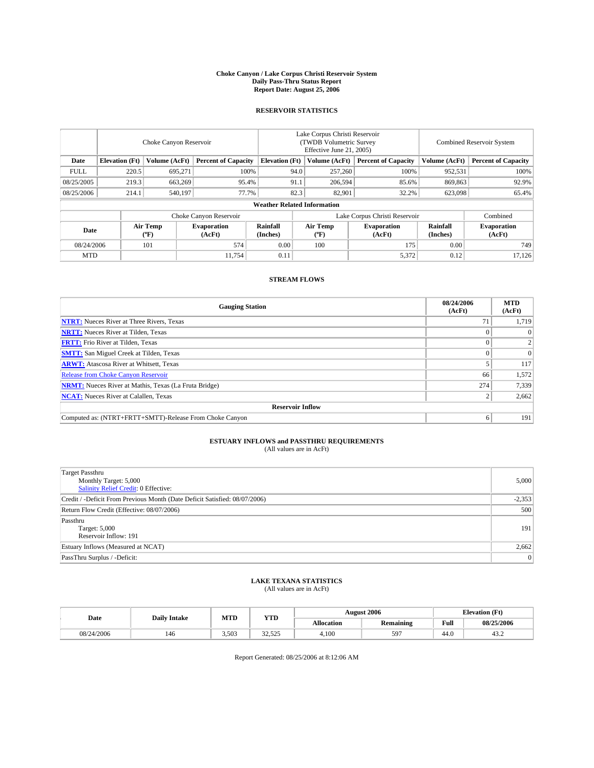# Choke Canyon / Lake Corpus Christi Reservoir System
## Daily Pass-Thru Status Report
### Report Date: August 25, 2006

## RESERVOIR STATISTICS

| | Choke Canyon Reservoir | | | Lake Corpus Christi Reservoir (TWDB Volumetric Survey Effective June 21, 2005) | | | Combined Reservoir System | |
|---|---|---|---|---|---|---|---|---|
| Date | Elevation (Ft) | Volume (AcFt) | Percent of Capacity | Elevation (Ft) | Volume (AcFt) | Percent of Capacity | Volume (AcFt) | Percent of Capacity |
| FULL | 220.5 | 695,271 | 100% | 94.0 | 257,260 | 100% | 952,531 | 100% |
| 08/25/2005 | 219.3 | 663,269 | 95.4% | 91.1 | 206,594 | 85.6% | 869,863 | 92.9% |
| 08/25/2006 | 214.1 | 540,197 | 77.7% | 82.3 | 82,901 | 32.2% | 623,098 | 65.4% |

**Weather Related Information**

| | Choke Canyon Reservoir | | | Lake Corpus Christi Reservoir | | | Combined |
|---|---|---|---|---|---|---|---|
| Date | Air Temp (ºF) | Evaporation (AcFt) | Rainfall (Inches) | Air Temp (ºF) | Evaporation (AcFt) | Rainfall (Inches) | Evaporation (AcFt) |
| 08/24/2006 | 101 | 574 | 0.00 | 100 | 175 | 0.00 | 749 |
| MTD | | 11,754 | 0.11 | | 5,372 | 0.12 | 17,126 |

## STREAM FLOWS

| Gauging Station | 08/24/2006 (AcFt) | MTD (AcFt) |
|---|---|---|
| **NTRT:** Nueces River at Three Rivers, Texas | 71 | 1,719 |
| **NRTT:** Nueces River at Tilden, Texas | 0 | 0 |
| **FRTT:** Frio River at Tilden, Texas | 0 | 2 |
| **SMTT:** San Miguel Creek at Tilden, Texas | 0 | 0 |
| **ARWT:** Atascosa River at Whitsett, Texas | 5 | 117 |
| Release from Choke Canyon Reservoir | 66 | 1,572 |
| **NRMT:** Nueces River at Mathis, Texas (La Fruta Bridge) | 274 | 7,339 |
| **NCAT:** Nueces River at Calallen, Texas | 2 | 2,662 |
| **Reservoir Inflow** | | |
| Computed as: (NTRT+FRTT+SMTT)-Release From Choke Canyon | 6 | 191 |

## ESTUARY INFLOWS and PASSTHRU REQUIREMENTS
(All values are in AcFt)

| | |
|---|---|
| Target Passthru<br>Monthly Target: 5,000<br>Salinity Relief Credit: 0 Effective: | 5,000 |
| Credit / -Deficit From Previous Month (Date Deficit Satisfied: 08/07/2006) | -2,353 |
| Return Flow Credit (Effective: 08/07/2006) | 500 |
| Passthru<br>Target: 5,000<br>Reservoir Inflow: 191 | 191 |
| Estuary Inflows (Measured at NCAT) | 2,662 |
| PassThru Surplus / -Deficit: | 0 |

## LAKE TEXANA STATISTICS
(All values are in AcFt)

| Date | Daily Intake | MTD | YTD | August 2006 | | Elevation (Ft) | |
|---|---|---|---|---|---|---|---|
| | | | | Allocation | Remaining | Full | 08/25/2006 |
| 08/24/2006 | 146 | 3,503 | 32,525 | 4,100 | 597 | 44.0 | 43.2 |

Report Generated: 08/25/2006 at 8:12:06 AM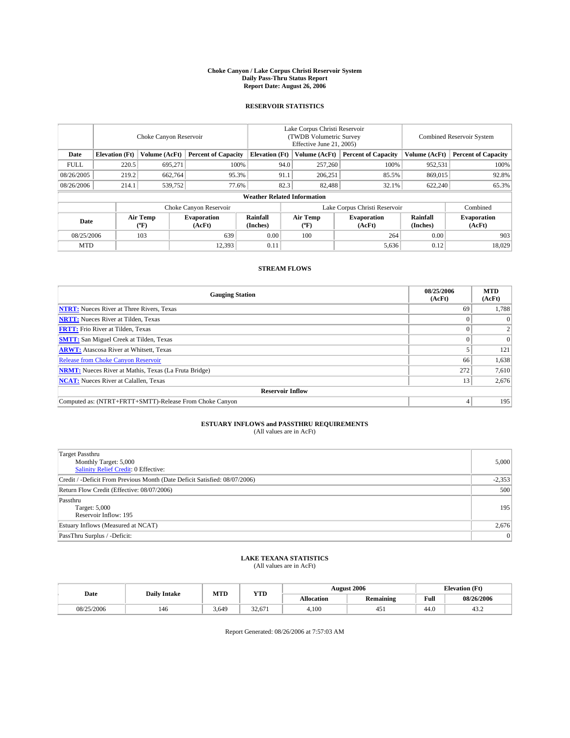# Choke Canyon / Lake Corpus Christi Reservoir System
## Daily Pass-Thru Status Report
## Report Date: August 26, 2006

### RESERVOIR STATISTICS

| | Choke Canyon Reservoir | | | Lake Corpus Christi Reservoir (TWDB Volumetric Survey Effective June 21, 2005) | | | Combined Reservoir System | |
|---|---|---|---|---|---|---|---|---|
| Date | Elevation (Ft) | Volume (AcFt) | Percent of Capacity | Elevation (Ft) | Volume (AcFt) | Percent of Capacity | Volume (AcFt) | Percent of Capacity |
| FULL | 220.5 | 695,271 | 100% | 94.0 | 257,260 | 100% | 952,531 | 100% |
| 08/26/2005 | 219.2 | 662,764 | 95.3% | 91.1 | 206,251 | 85.5% | 869,015 | 92.8% |
| 08/26/2006 | 214.1 | 539,752 | 77.6% | 82.3 | 82,488 | 32.1% | 622,240 | 65.3% |

**Weather Related Information**

| | Choke Canyon Reservoir | | | Lake Corpus Christi Reservoir | | | Combined |
|---|---|---|---|---|---|---|---|
| Date | Air Temp (ºF) | Evaporation (AcFt) | Rainfall (Inches) | Air Temp (ºF) | Evaporation (AcFt) | Rainfall (Inches) | Evaporation (AcFt) |
| 08/25/2006 | 103 | 639 | 0.00 | 100 | 264 | 0.00 | 903 |
| MTD | | 12,393 | 0.11 | | 5,636 | 0.12 | 18,029 |

### STREAM FLOWS

| Gauging Station | 08/25/2006 (AcFt) | MTD (AcFt) |
|---|---|---|
| **NTRT:** Nueces River at Three Rivers, Texas | 69 | 1,788 |
| **NRTT:** Nueces River at Tilden, Texas | 0 | 0 |
| **FRTT:** Frio River at Tilden, Texas | 0 | 2 |
| **SMTT:** San Miguel Creek at Tilden, Texas | 0 | 0 |
| **ARWT:** Atascosa River at Whitsett, Texas | 5 | 121 |
| Release from Choke Canyon Reservoir | 66 | 1,638 |
| **NRMT:** Nueces River at Mathis, Texas (La Fruta Bridge) | 272 | 7,610 |
| **NCAT:** Nueces River at Calallen, Texas | 13 | 2,676 |
| **Reservoir Inflow** | | |
| Computed as: (NTRT+FRTT+SMTT)-Release From Choke Canyon | 4 | 195 |

### ESTUARY INFLOWS and PASSTHRU REQUIREMENTS
(All values are in AcFt)

| | |
|---|---|
| Target Passthru<br>Monthly Target: 5,000<br>Salinity Relief Credit: 0 Effective: | 5,000 |
| Credit / -Deficit From Previous Month (Date Deficit Satisfied: 08/07/2006) | -2,353 |
| Return Flow Credit (Effective: 08/07/2006) | 500 |
| Passthru<br>Target: 5,000<br>Reservoir Inflow: 195 | 195 |
| Estuary Inflows (Measured at NCAT) | 2,676 |
| PassThru Surplus / -Deficit: | 0 |

### LAKE TEXANA STATISTICS
(All values are in AcFt)

| Date | Daily Intake | MTD | YTD | August 2006 | | Elevation (Ft) | |
|---|---|---|---|---|---|---|---|
| | | | | Allocation | Remaining | Full | 08/26/2006 |
| 08/25/2006 | 146 | 3,649 | 32,671 | 4,100 | 451 | 44.0 | 43.2 |

Report Generated: 08/26/2006 at 7:57:03 AM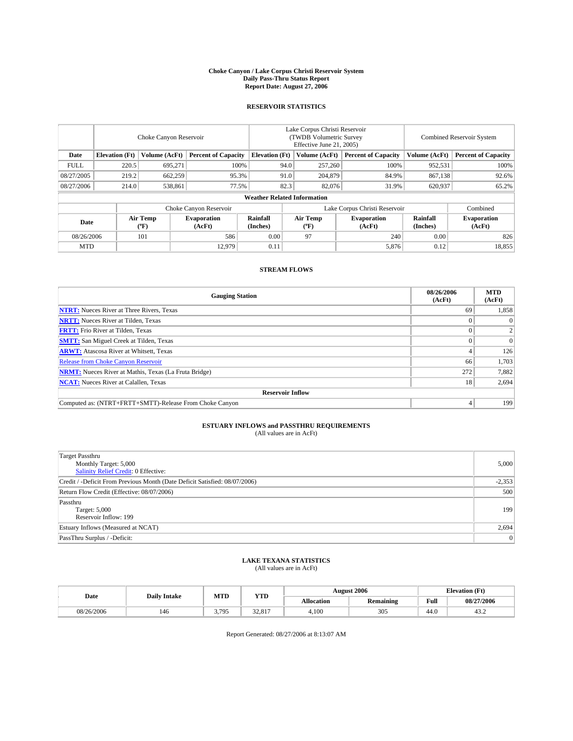# Choke Canyon / Lake Corpus Christi Reservoir System
## Daily Pass-Thru Status Report
### Report Date: August 27, 2006

## RESERVOIR STATISTICS

| | Choke Canyon Reservoir | | | Lake Corpus Christi Reservoir (TWDB Volumetric Survey Effective June 21, 2005) | | | Combined Reservoir System | |
|---|---|---|---|---|---|---|---|---|
| Date | Elevation (Ft) | Volume (AcFt) | Percent of Capacity | Elevation (Ft) | Volume (AcFt) | Percent of Capacity | Volume (AcFt) | Percent of Capacity |
| FULL | 220.5 | 695,271 | 100% | 94.0 | 257,260 | 100% | 952,531 | 100% |
| 08/27/2005 | 219.2 | 662,259 | 95.3% | 91.0 | 204,879 | 84.9% | 867,138 | 92.6% |
| 08/27/2006 | 214.0 | 538,861 | 77.5% | 82.3 | 82,076 | 31.9% | 620,937 | 65.2% |

### Weather Related Information

| | Choke Canyon Reservoir | | | Lake Corpus Christi Reservoir | | | Combined |
|---|---|---|---|---|---|---|---|
| Date | Air Temp (ºF) | Evaporation (AcFt) | Rainfall (Inches) | Air Temp (ºF) | Evaporation (AcFt) | Rainfall (Inches) | Evaporation (AcFt) |
| 08/26/2006 | 101 | 586 | 0.00 | 97 | 240 | 0.00 | 826 |
| MTD | | 12,979 | 0.11 | | 5,876 | 0.12 | 18,855 |

## STREAM FLOWS

| Gauging Station | 08/26/2006 (AcFt) | MTD (AcFt) |
|---|---|---|
| **NTRT:** Nueces River at Three Rivers, Texas | 69 | 1,858 |
| **NRTT:** Nueces River at Tilden, Texas | 0 | 0 |
| **FRTT:** Frio River at Tilden, Texas | 0 | 2 |
| **SMTT:** San Miguel Creek at Tilden, Texas | 0 | 0 |
| **ARWT:** Atascosa River at Whitsett, Texas | 4 | 126 |
| Release from Choke Canyon Reservoir | 66 | 1,703 |
| **NRMT:** Nueces River at Mathis, Texas (La Fruta Bridge) | 272 | 7,882 |
| **NCAT:** Nueces River at Calallen, Texas | 18 | 2,694 |
| **Reservoir Inflow** | | |
| Computed as: (NTRT+FRTT+SMTT)-Release From Choke Canyon | 4 | 199 |

## ESTUARY INFLOWS and PASSTHRU REQUIREMENTS
(All values are in AcFt)

| | |
|---|---|
| Target Passthru<br>Monthly Target: 5,000<br>Salinity Relief Credit: 0 Effective: | 5,000 |
| Credit / -Deficit From Previous Month (Date Deficit Satisfied: 08/07/2006) | -2,353 |
| Return Flow Credit (Effective: 08/07/2006) | 500 |
| Passthru<br>Target: 5,000<br>Reservoir Inflow: 199 | 199 |
| Estuary Inflows (Measured at NCAT) | 2,694 |
| PassThru Surplus / -Deficit: | 0 |

## LAKE TEXANA STATISTICS
(All values are in AcFt)

| Date | Daily Intake | MTD | YTD | August 2006 | | Elevation (Ft) | |
|---|---|---|---|---|---|---|---|
| | | | | Allocation | Remaining | Full | 08/27/2006 |
| 08/26/2006 | 146 | 3,795 | 32,817 | 4,100 | 305 | 44.0 | 43.2 |

Report Generated: 08/27/2006 at 8:13:07 AM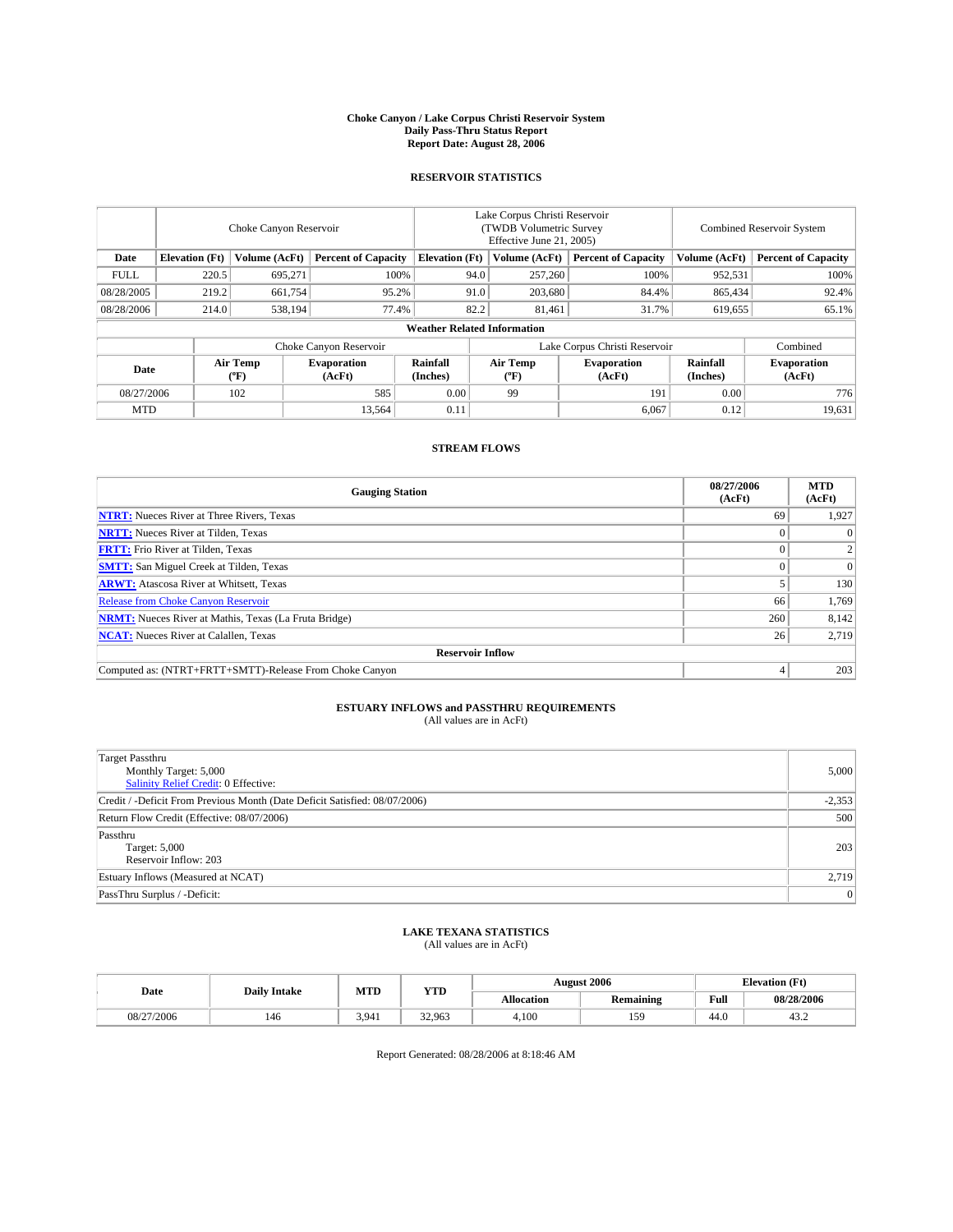# Choke Canyon / Lake Corpus Christi Reservoir System
## Daily Pass-Thru Status Report
## Report Date: August 28, 2006

### RESERVOIR STATISTICS

| | Choke Canyon Reservoir | | | Lake Corpus Christi Reservoir (TWDB Volumetric Survey Effective June 21, 2005) | | | Combined Reservoir System | |
|---|---|---|---|---|---|---|---|---|
| Date | Elevation (Ft) | Volume (AcFt) | Percent of Capacity | Elevation (Ft) | Volume (AcFt) | Percent of Capacity | Volume (AcFt) | Percent of Capacity |
| FULL | 220.5 | 695,271 | 100% | 94.0 | 257,260 | 100% | 952,531 | 100% |
| 08/28/2005 | 219.2 | 661,754 | 95.2% | 91.0 | 203,680 | 84.4% | 865,434 | 92.4% |
| 08/28/2006 | 214.0 | 538,194 | 77.4% | 82.2 | 81,461 | 31.7% | 619,655 | 65.1% |

**Weather Related Information**

| | Choke Canyon Reservoir | | | Lake Corpus Christi Reservoir | | | Combined |
|---|---|---|---|---|---|---|---|
| Date | Air Temp (ºF) | Evaporation (AcFt) | Rainfall (Inches) | Air Temp (ºF) | Evaporation (AcFt) | Rainfall (Inches) | Evaporation (AcFt) |
| 08/27/2006 | 102 | 585 | 0.00 | 99 | 191 | 0.00 | 776 |
| MTD | | 13,564 | 0.11 | | 6,067 | 0.12 | 19,631 |

### STREAM FLOWS

| Gauging Station | 08/27/2006 (AcFt) | MTD (AcFt) |
|---|---|---|
| **NTRT:** Nueces River at Three Rivers, Texas | 69 | 1,927 |
| **NRTT:** Nueces River at Tilden, Texas | 0 | 0 |
| **FRTT:** Frio River at Tilden, Texas | 0 | 2 |
| **SMTT:** San Miguel Creek at Tilden, Texas | 0 | 0 |
| **ARWT:** Atascosa River at Whitsett, Texas | 5 | 130 |
| Release from Choke Canyon Reservoir | 66 | 1,769 |
| **NRMT:** Nueces River at Mathis, Texas (La Fruta Bridge) | 260 | 8,142 |
| **NCAT:** Nueces River at Calallen, Texas | 26 | 2,719 |
| **Reservoir Inflow** | | |
| Computed as: (NTRT+FRTT+SMTT)-Release From Choke Canyon | 4 | 203 |

### ESTUARY INFLOWS and PASSTHRU REQUIREMENTS
(All values are in AcFt)

| | |
|---|---|
| Target Passthru<br>Monthly Target: 5,000<br>Salinity Relief Credit: 0 Effective: | 5,000 |
| Credit / -Deficit From Previous Month (Date Deficit Satisfied: 08/07/2006) | -2,353 |
| Return Flow Credit (Effective: 08/07/2006) | 500 |
| Passthru<br>Target: 5,000<br>Reservoir Inflow: 203 | 203 |
| Estuary Inflows (Measured at NCAT) | 2,719 |
| PassThru Surplus / -Deficit: | 0 |

### LAKE TEXANA STATISTICS
(All values are in AcFt)

| Date | Daily Intake | MTD | YTD | August 2006 | | Elevation (Ft) | |
|---|---|---|---|---|---|---|---|
| | | | | Allocation | Remaining | Full | 08/28/2006 |
| 08/27/2006 | 146 | 3,941 | 32,963 | 4,100 | 159 | 44.0 | 43.2 |

Report Generated: 08/28/2006 at 8:18:46 AM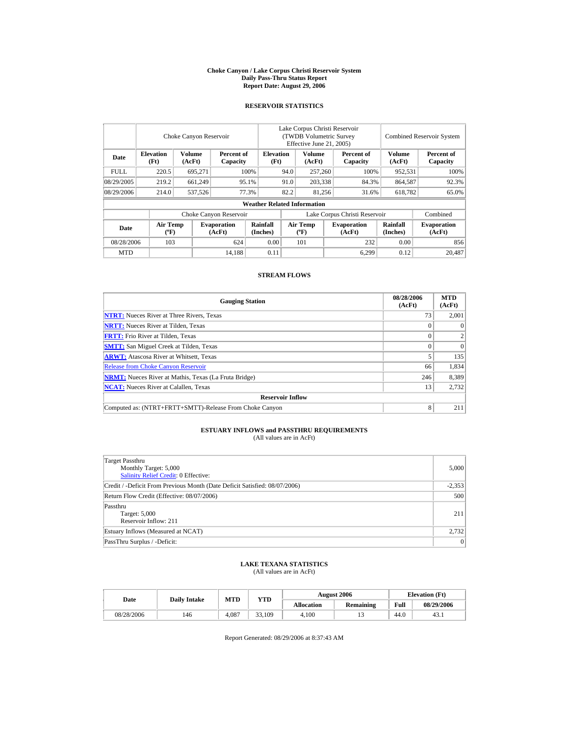# Choke Canyon / Lake Corpus Christi Reservoir System
## Daily Pass-Thru Status Report
### Report Date: August 29, 2006

## RESERVOIR STATISTICS

| | Choke Canyon Reservoir | | | Lake Corpus Christi Reservoir (TWDB Volumetric Survey Effective June 21, 2005) | | | Combined Reservoir System | |
|---|---|---|---|---|---|---|---|---|
| Date | Elevation (Ft) | Volume (AcFt) | Percent of Capacity | Elevation (Ft) | Volume (AcFt) | Percent of Capacity | Volume (AcFt) | Percent of Capacity |
| FULL | 220.5 | 695,271 | 100% | 94.0 | 257,260 | 100% | 952,531 | 100% |
| 08/29/2005 | 219.2 | 661,249 | 95.1% | 91.0 | 203,338 | 84.3% | 864,587 | 92.3% |
| 08/29/2006 | 214.0 | 537,526 | 77.3% | 82.2 | 81,256 | 31.6% | 618,782 | 65.0% |

**Weather Related Information**

| | Choke Canyon Reservoir | | | Lake Corpus Christi Reservoir | | | Combined |
|---|---|---|---|---|---|---|---|
| Date | Air Temp (°F) | Evaporation (AcFt) | Rainfall (Inches) | Air Temp (°F) | Evaporation (AcFt) | Rainfall (Inches) | Evaporation (AcFt) |
| 08/28/2006 | 103 | 624 | 0.00 | 101 | 232 | 0.00 | 856 |
| MTD | | 14,188 | 0.11 | | 6,299 | 0.12 | 20,487 |

## STREAM FLOWS

| Gauging Station | 08/28/2006 (AcFt) | MTD (AcFt) |
|---|---|---|
| NTRT: Nueces River at Three Rivers, Texas | 73 | 2,001 |
| NRTT: Nueces River at Tilden, Texas | 0 | 0 |
| FRTT: Frio River at Tilden, Texas | 0 | 2 |
| SMTT: San Miguel Creek at Tilden, Texas | 0 | 0 |
| ARWT: Atascosa River at Whitsett, Texas | 5 | 135 |
| Release from Choke Canyon Reservoir | 66 | 1,834 |
| NRMT: Nueces River at Mathis, Texas (La Fruta Bridge) | 246 | 8,389 |
| NCAT: Nueces River at Calallen, Texas | 13 | 2,732 |
| **Reservoir Inflow** | | |
| Computed as: (NTRT+FRTT+SMTT)-Release From Choke Canyon | 8 | 211 |

## ESTUARY INFLOWS and PASSTHRU REQUIREMENTS
(All values are in AcFt)

| | |
|---|---|
| Target Passthru<br>Monthly Target: 5,000<br>Salinity Relief Credit: 0 Effective: | 5,000 |
| Credit / -Deficit From Previous Month (Date Deficit Satisfied: 08/07/2006) | -2,353 |
| Return Flow Credit (Effective: 08/07/2006) | 500 |
| Passthru<br>Target: 5,000<br>Reservoir Inflow: 211 | 211 |
| Estuary Inflows (Measured at NCAT) | 2,732 |
| PassThru Surplus / -Deficit: | 0 |

## LAKE TEXANA STATISTICS
(All values are in AcFt)

| Date | Daily Intake | MTD | YTD | August 2006 | | Elevation (Ft) | |
|---|---|---|---|---|---|---|---|
| | | | | Allocation | Remaining | Full | 08/29/2006 |
| 08/28/2006 | 146 | 4,087 | 33,109 | 4,100 | 13 | 44.0 | 43.1 |

Report Generated: 08/29/2006 at 8:37:43 AM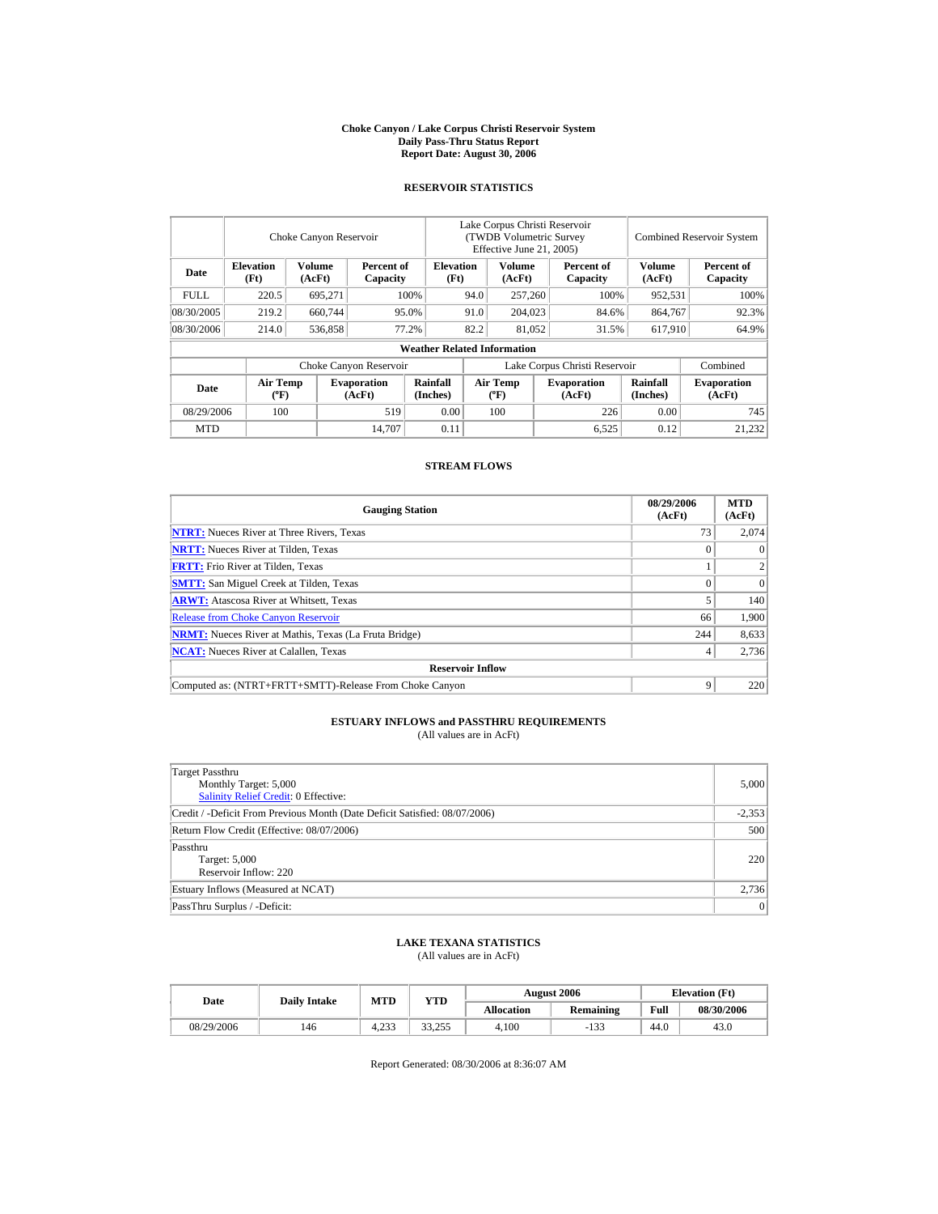**Choke Canyon / Lake Corpus Christi Reservoir System**
**Daily Pass-Thru Status Report**
**Report Date: August 30, 2006**

## RESERVOIR STATISTICS

| Date | Choke Canyon Reservoir | | | Lake Corpus Christi Reservoir (TWDB Volumetric Survey Effective June 21, 2005) | | | Combined Reservoir System | |
|---|---|---|---|---|---|---|---|---|
| | Elevation (Ft) | Volume (AcFt) | Percent of Capacity | Elevation (Ft) | Volume (AcFt) | Percent of Capacity | Volume (AcFt) | Percent of Capacity |
| FULL | 220.5 | 695,271 | 100% | 94.0 | 257,260 | 100% | 952,531 | 100% |
| 08/30/2005 | 219.2 | 660,744 | 95.0% | 91.0 | 204,023 | 84.6% | 864,767 | 92.3% |
| 08/30/2006 | 214.0 | 536,858 | 77.2% | 82.2 | 81,052 | 31.5% | 617,910 | 64.9% |

**Weather Related Information**

| Date | Choke Canyon Reservoir | | | Lake Corpus Christi Reservoir | | | Combined |
|---|---|---|---|---|---|---|---|
| | Air Temp (°F) | Evaporation (AcFt) | Rainfall (Inches) | Air Temp (°F) | Evaporation (AcFt) | Rainfall (Inches) | Evaporation (AcFt) |
| 08/29/2006 | 100 | 519 | 0.00 | 100 | 226 | 0.00 | 745 |
| MTD | | 14,707 | 0.11 | | 6,525 | 0.12 | 21,232 |

## STREAM FLOWS

| Gauging Station | 08/29/2006 (AcFt) | MTD (AcFt) |
|---|---|---|
| NTRT: Nueces River at Three Rivers, Texas | 73 | 2,074 |
| NRTT: Nueces River at Tilden, Texas | 0 | 0 |
| FRTT: Frio River at Tilden, Texas | 1 | 2 |
| SMTT: San Miguel Creek at Tilden, Texas | 0 | 0 |
| ARWT: Atascosa River at Whitsett, Texas | 5 | 140 |
| Release from Choke Canyon Reservoir | 66 | 1,900 |
| NRMT: Nueces River at Mathis, Texas (La Fruta Bridge) | 244 | 8,633 |
| NCAT: Nueces River at Calallen, Texas | 4 | 2,736 |
| **Reservoir Inflow** | | |
| Computed as: (NTRT+FRTT+SMTT)-Release From Choke Canyon | 9 | 220 |

## ESTUARY INFLOWS and PASSTHRU REQUIREMENTS

(All values are in AcFt)

| | |
|---|---|
| Target Passthru<br>Monthly Target: 5,000<br>Salinity Relief Credit: 0 Effective: | 5,000 |
| Credit / -Deficit From Previous Month (Date Deficit Satisfied: 08/07/2006) | -2,353 |
| Return Flow Credit (Effective: 08/07/2006) | 500 |
| Passthru<br>Target: 5,000<br>Reservoir Inflow: 220 | 220 |
| Estuary Inflows (Measured at NCAT) | 2,736 |
| PassThru Surplus / -Deficit: | 0 |

## LAKE TEXANA STATISTICS

(All values are in AcFt)

| Date | Daily Intake | MTD | YTD | August 2006 | | Elevation (Ft) | |
|---|---|---|---|---|---|---|---|
| | | | | Allocation | Remaining | Full | 08/30/2006 |
| 08/29/2006 | 146 | 4,233 | 33,255 | 4,100 | -133 | 44.0 | 43.0 |

Report Generated: 08/30/2006 at 8:36:07 AM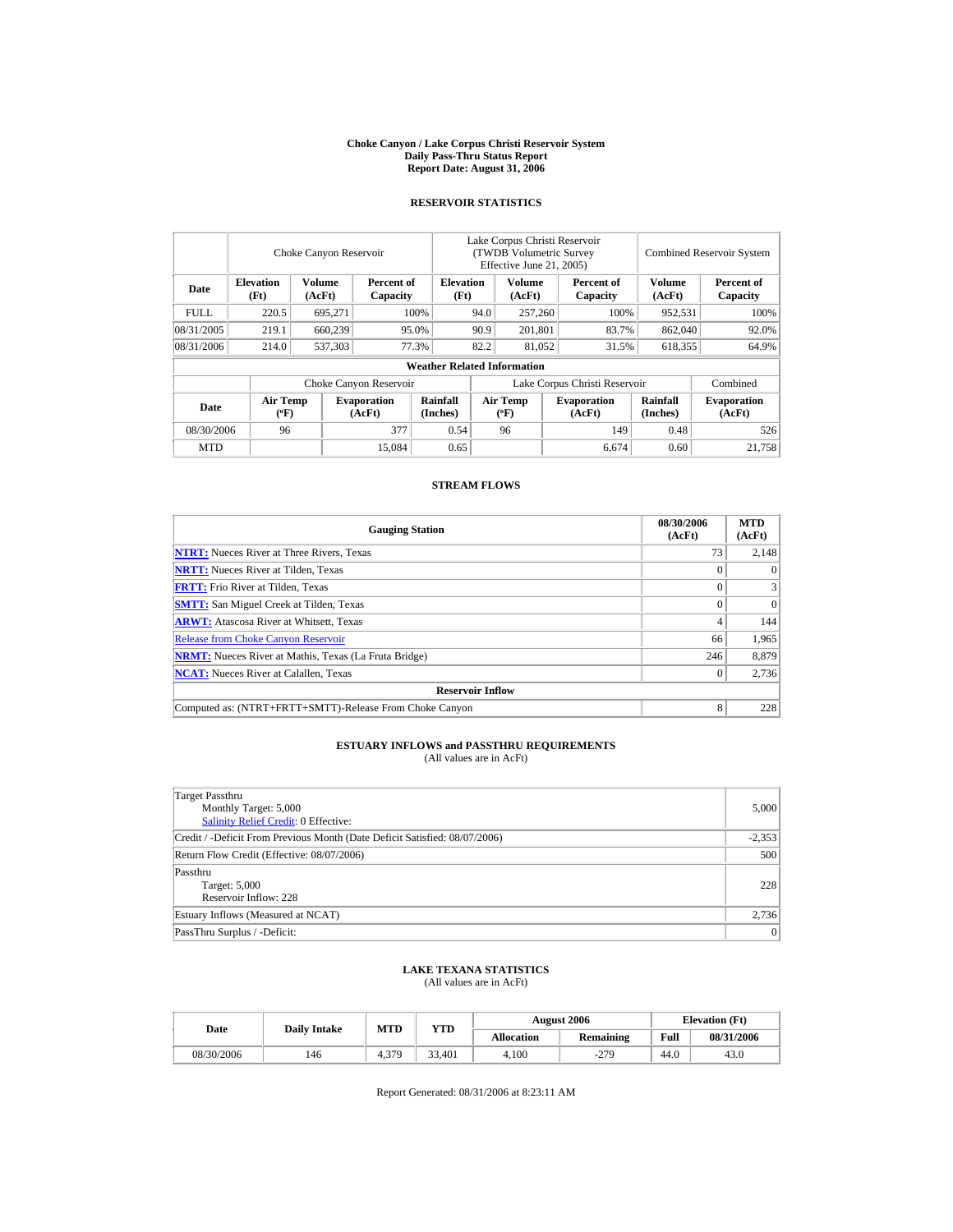**Choke Canyon / Lake Corpus Christi Reservoir System**
**Daily Pass-Thru Status Report**
**Report Date: August 31, 2006**

## RESERVOIR STATISTICS

| | Choke Canyon Reservoir | | | Lake Corpus Christi Reservoir (TWDB Volumetric Survey Effective June 21, 2005) | | | Combined Reservoir System | |
|---|---|---|---|---|---|---|---|---|
| **Date** | **Elevation (Ft)** | **Volume (AcFt)** | **Percent of Capacity** | **Elevation (Ft)** | **Volume (AcFt)** | **Percent of Capacity** | **Volume (AcFt)** | **Percent of Capacity** |
| FULL | 220.5 | 695,271 | 100% | 94.0 | 257,260 | 100% | 952,531 | 100% |
| 08/31/2005 | 219.1 | 660,239 | 95.0% | 90.9 | 201,801 | 83.7% | 862,040 | 92.0% |
| 08/31/2006 | 214.0 | 537,303 | 77.3% | 82.2 | 81,052 | 31.5% | 618,355 | 64.9% |

**Weather Related Information**

| | Choke Canyon Reservoir | | | Lake Corpus Christi Reservoir | | | Combined |
|---|---|---|---|---|---|---|---|
| **Date** | **Air Temp (ºF)** | **Evaporation (AcFt)** | **Rainfall (Inches)** | **Air Temp (ºF)** | **Evaporation (AcFt)** | **Rainfall (Inches)** | **Evaporation (AcFt)** |
| 08/30/2006 | 96 | 377 | 0.54 | 96 | 149 | 0.48 | 526 |
| MTD | | 15,084 | 0.65 | | 6,674 | 0.60 | 21,758 |

## STREAM FLOWS

| Gauging Station | 08/30/2006 (AcFt) | MTD (AcFt) |
|---|---|---|
| **NTRT:** Nueces River at Three Rivers, Texas | 73 | 2,148 |
| **NRTT:** Nueces River at Tilden, Texas | 0 | 0 |
| **FRTT:** Frio River at Tilden, Texas | 0 | 3 |
| **SMTT:** San Miguel Creek at Tilden, Texas | 0 | 0 |
| **ARWT:** Atascosa River at Whitsett, Texas | 4 | 144 |
| Release from Choke Canyon Reservoir | 66 | 1,965 |
| **NRMT:** Nueces River at Mathis, Texas (La Fruta Bridge) | 246 | 8,879 |
| **NCAT:** Nueces River at Calallen, Texas | 0 | 2,736 |
| **Reservoir Inflow** | | |
| Computed as: (NTRT+FRTT+SMTT)-Release From Choke Canyon | 8 | 228 |

## ESTUARY INFLOWS and PASSTHRU REQUIREMENTS
(All values are in AcFt)

| | |
|---|---|
| Target Passthru<br>Monthly Target: 5,000<br>Salinity Relief Credit: 0 Effective: | 5,000 |
| Credit / -Deficit From Previous Month (Date Deficit Satisfied: 08/07/2006) | -2,353 |
| Return Flow Credit (Effective: 08/07/2006) | 500 |
| Passthru<br>Target: 5,000<br>Reservoir Inflow: 228 | 228 |
| Estuary Inflows (Measured at NCAT) | 2,736 |
| PassThru Surplus / -Deficit: | 0 |

## LAKE TEXANA STATISTICS
(All values are in AcFt)

| Date | Daily Intake | MTD | YTD | August 2006 | | Elevation (Ft) | |
|---|---|---|---|---|---|---|---|
| | | | | **Allocation** | **Remaining** | **Full** | **08/31/2006** |
| 08/30/2006 | 146 | 4,379 | 33,401 | 4,100 | -279 | 44.0 | 43.0 |

Report Generated: 08/31/2006 at 8:23:11 AM